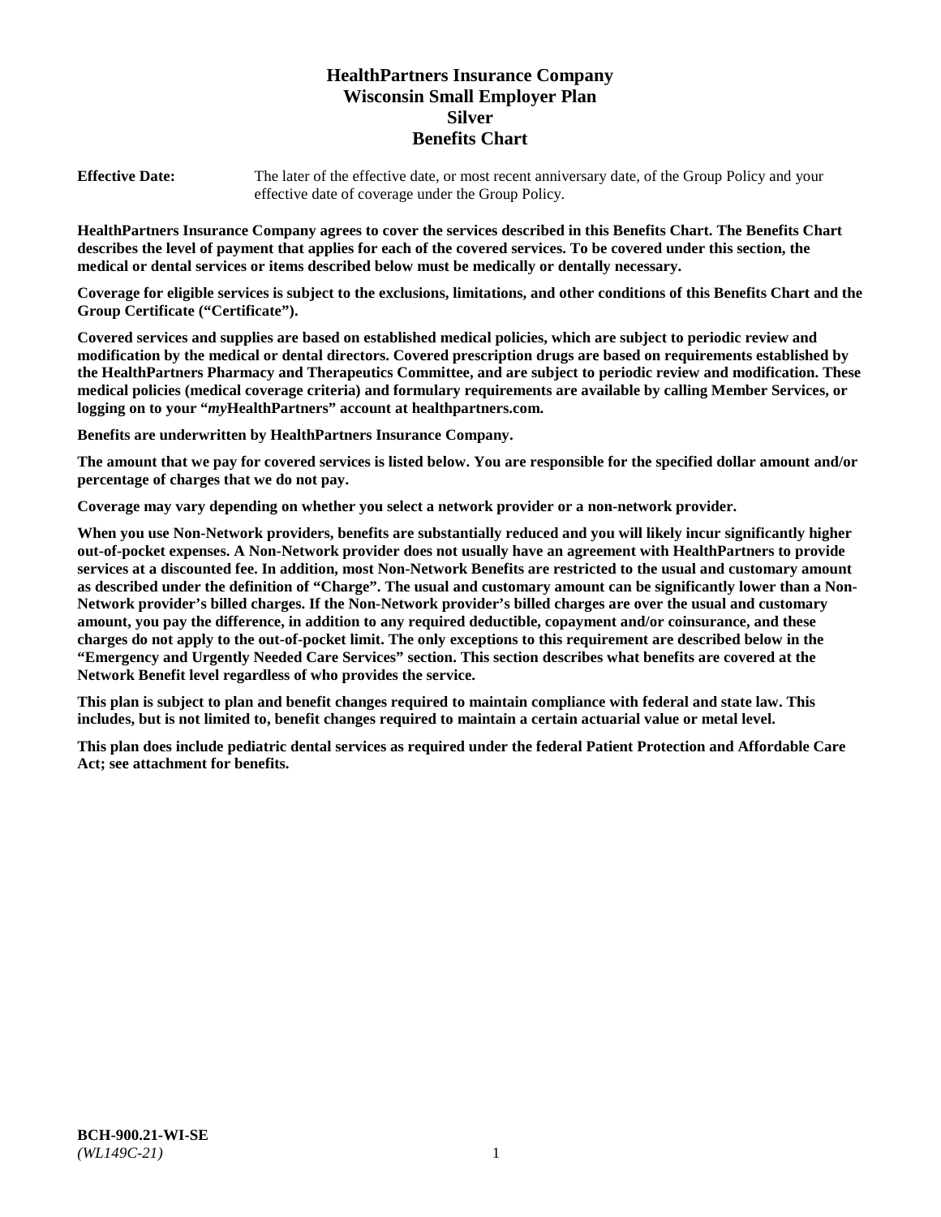# HealthPartners Insurance Company
# Wisconsin Small Employer Plan
# Silver
# Benefits Chart

**Effective Date:** The later of the effective date, or most recent anniversary date, of the Group Policy and your effective date of coverage under the Group Policy.

**HealthPartners Insurance Company agrees to cover the services described in this Benefits Chart. The Benefits Chart describes the level of payment that applies for each of the covered services. To be covered under this section, the medical or dental services or items described below must be medically or dentally necessary.**

**Coverage for eligible services is subject to the exclusions, limitations, and other conditions of this Benefits Chart and the Group Certificate ("Certificate").**

**Covered services and supplies are based on established medical policies, which are subject to periodic review and modification by the medical or dental directors. Covered prescription drugs are based on requirements established by the HealthPartners Pharmacy and Therapeutics Committee, and are subject to periodic review and modification. These medical policies (medical coverage criteria) and formulary requirements are available by calling Member Services, or logging on to your "*my*HealthPartners" account at healthpartners.com.**

**Benefits are underwritten by HealthPartners Insurance Company.**

**The amount that we pay for covered services is listed below. You are responsible for the specified dollar amount and/or percentage of charges that we do not pay.**

**Coverage may vary depending on whether you select a network provider or a non-network provider.**

**When you use Non-Network providers, benefits are substantially reduced and you will likely incur significantly higher out-of-pocket expenses. A Non-Network provider does not usually have an agreement with HealthPartners to provide services at a discounted fee. In addition, most Non-Network Benefits are restricted to the usual and customary amount as described under the definition of "Charge". The usual and customary amount can be significantly lower than a Non-Network provider's billed charges. If the Non-Network provider's billed charges are over the usual and customary amount, you pay the difference, in addition to any required deductible, copayment and/or coinsurance, and these charges do not apply to the out-of-pocket limit. The only exceptions to this requirement are described below in the "Emergency and Urgently Needed Care Services" section. This section describes what benefits are covered at the Network Benefit level regardless of who provides the service.**

**This plan is subject to plan and benefit changes required to maintain compliance with federal and state law. This includes, but is not limited to, benefit changes required to maintain a certain actuarial value or metal level.**

**This plan does include pediatric dental services as required under the federal Patient Protection and Affordable Care Act; see attachment for benefits.**

**BCH-900.21-WI-SE**
*(WL149C-21)*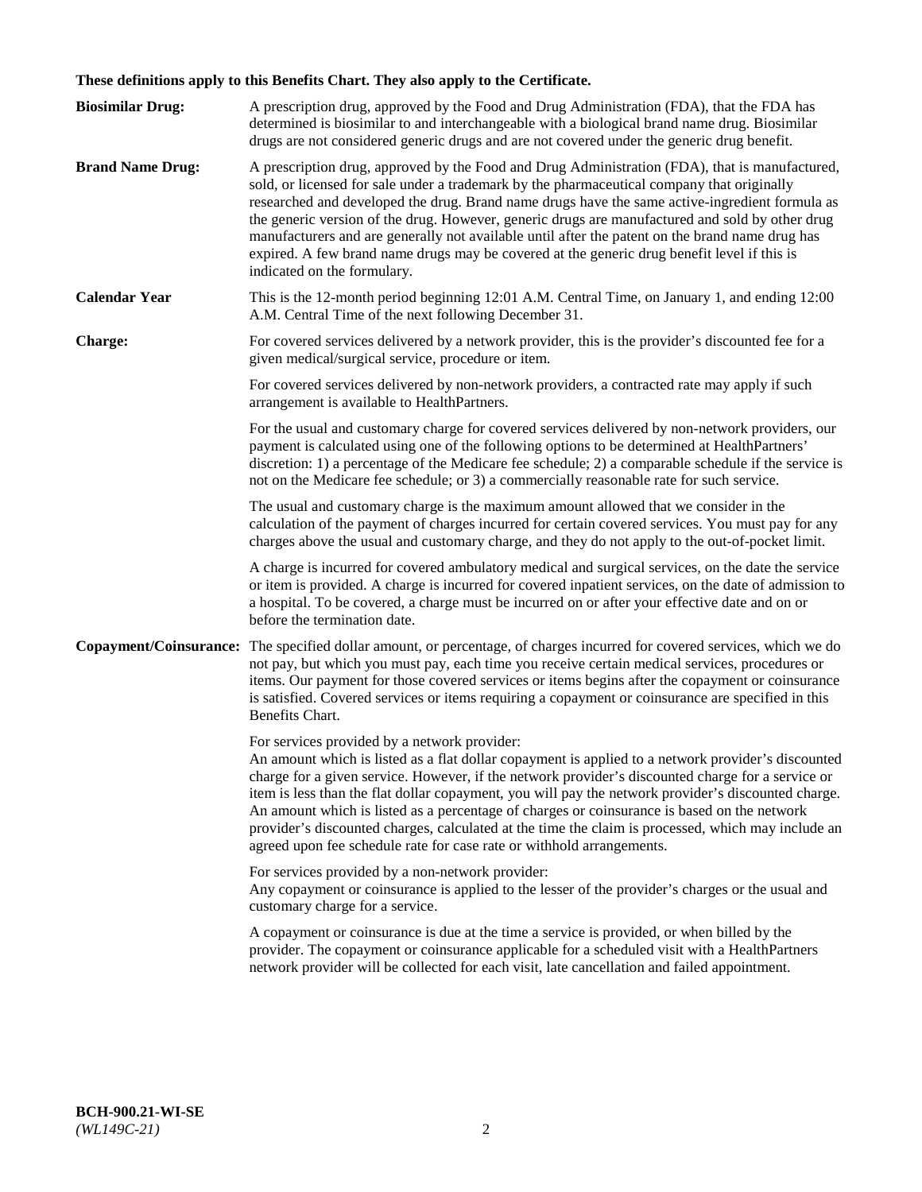**These definitions apply to this Benefits Chart. They also apply to the Certificate.**

**Biosimilar Drug:** A prescription drug, approved by the Food and Drug Administration (FDA), that the FDA has determined is biosimilar to and interchangeable with a biological brand name drug. Biosimilar drugs are not considered generic drugs and are not covered under the generic drug benefit.

**Brand Name Drug:** A prescription drug, approved by the Food and Drug Administration (FDA), that is manufactured, sold, or licensed for sale under a trademark by the pharmaceutical company that originally researched and developed the drug. Brand name drugs have the same active-ingredient formula as the generic version of the drug. However, generic drugs are manufactured and sold by other drug manufacturers and are generally not available until after the patent on the brand name drug has expired. A few brand name drugs may be covered at the generic drug benefit level if this is indicated on the formulary.

**Calendar Year** This is the 12-month period beginning 12:01 A.M. Central Time, on January 1, and ending 12:00 A.M. Central Time of the next following December 31.

**Charge:** For covered services delivered by a network provider, this is the provider's discounted fee for a given medical/surgical service, procedure or item.

For covered services delivered by non-network providers, a contracted rate may apply if such arrangement is available to HealthPartners.

For the usual and customary charge for covered services delivered by non-network providers, our payment is calculated using one of the following options to be determined at HealthPartners' discretion: 1) a percentage of the Medicare fee schedule; 2) a comparable schedule if the service is not on the Medicare fee schedule; or 3) a commercially reasonable rate for such service.

The usual and customary charge is the maximum amount allowed that we consider in the calculation of the payment of charges incurred for certain covered services. You must pay for any charges above the usual and customary charge, and they do not apply to the out-of-pocket limit.

A charge is incurred for covered ambulatory medical and surgical services, on the date the service or item is provided. A charge is incurred for covered inpatient services, on the date of admission to a hospital. To be covered, a charge must be incurred on or after your effective date and on or before the termination date.

**Copayment/Coinsurance:** The specified dollar amount, or percentage, of charges incurred for covered services, which we do not pay, but which you must pay, each time you receive certain medical services, procedures or items. Our payment for those covered services or items begins after the copayment or coinsurance is satisfied. Covered services or items requiring a copayment or coinsurance are specified in this Benefits Chart.

For services provided by a network provider:
An amount which is listed as a flat dollar copayment is applied to a network provider's discounted charge for a given service. However, if the network provider's discounted charge for a service or item is less than the flat dollar copayment, you will pay the network provider's discounted charge. An amount which is listed as a percentage of charges or coinsurance is based on the network provider's discounted charges, calculated at the time the claim is processed, which may include an agreed upon fee schedule rate for case rate or withhold arrangements.

For services provided by a non-network provider:
Any copayment or coinsurance is applied to the lesser of the provider's charges or the usual and customary charge for a service.

A copayment or coinsurance is due at the time a service is provided, or when billed by the provider. The copayment or coinsurance applicable for a scheduled visit with a HealthPartners network provider will be collected for each visit, late cancellation and failed appointment.

**BCH-900.21-WI-SE**
*(WL149C-21)*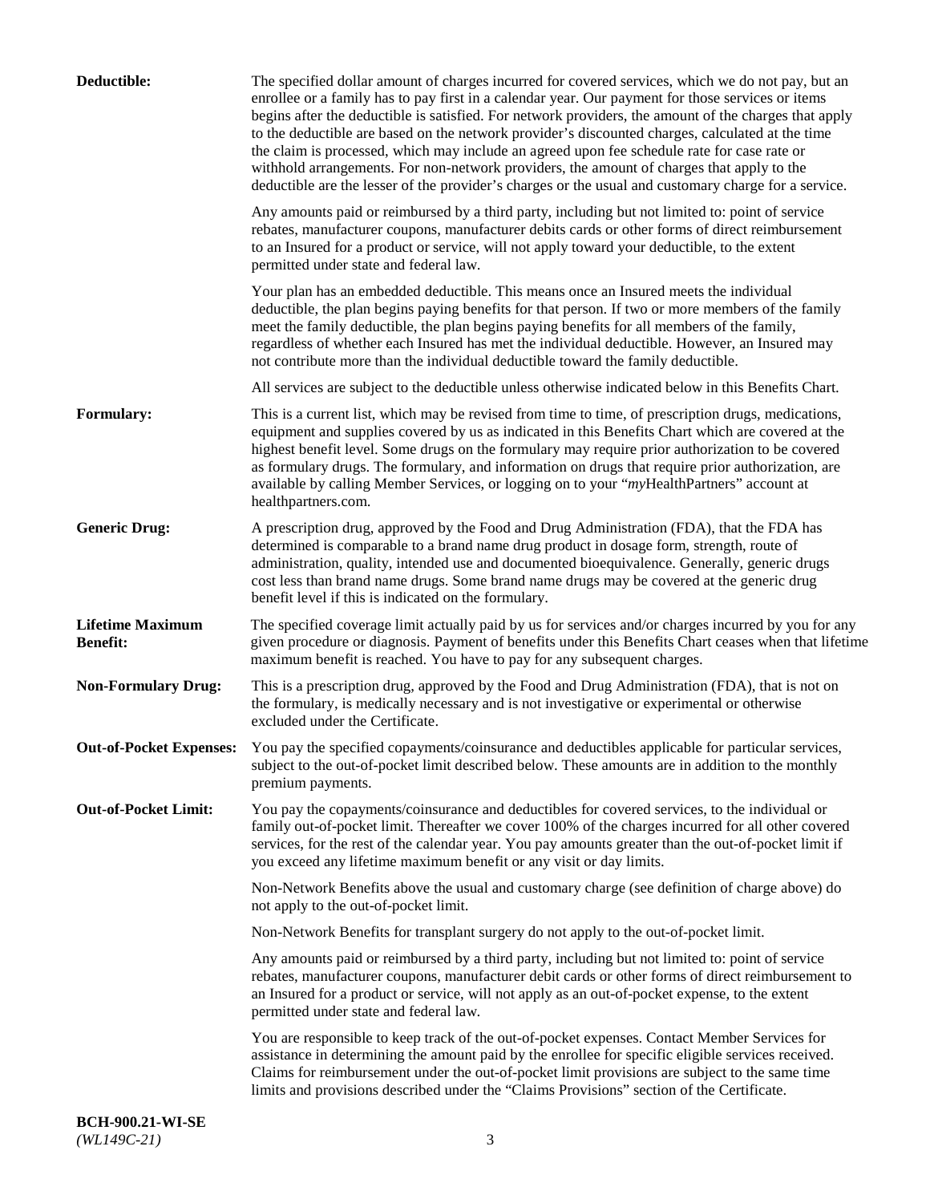**Deductible:** The specified dollar amount of charges incurred for covered services, which we do not pay, but an enrollee or a family has to pay first in a calendar year. Our payment for those services or items begins after the deductible is satisfied. For network providers, the amount of the charges that apply to the deductible are based on the network provider's discounted charges, calculated at the time the claim is processed, which may include an agreed upon fee schedule rate for case rate or withhold arrangements. For non-network providers, the amount of charges that apply to the deductible are the lesser of the provider's charges or the usual and customary charge for a service.

Any amounts paid or reimbursed by a third party, including but not limited to: point of service rebates, manufacturer coupons, manufacturer debits cards or other forms of direct reimbursement to an Insured for a product or service, will not apply toward your deductible, to the extent permitted under state and federal law.

Your plan has an embedded deductible. This means once an Insured meets the individual deductible, the plan begins paying benefits for that person. If two or more members of the family meet the family deductible, the plan begins paying benefits for all members of the family, regardless of whether each Insured has met the individual deductible. However, an Insured may not contribute more than the individual deductible toward the family deductible.

All services are subject to the deductible unless otherwise indicated below in this Benefits Chart.

**Formulary:** This is a current list, which may be revised from time to time, of prescription drugs, medications, equipment and supplies covered by us as indicated in this Benefits Chart which are covered at the highest benefit level. Some drugs on the formulary may require prior authorization to be covered as formulary drugs. The formulary, and information on drugs that require prior authorization, are available by calling Member Services, or logging on to your "*my*HealthPartners" account at healthpartners.com.

**Generic Drug:** A prescription drug, approved by the Food and Drug Administration (FDA), that the FDA has determined is comparable to a brand name drug product in dosage form, strength, route of administration, quality, intended use and documented bioequivalence. Generally, generic drugs cost less than brand name drugs. Some brand name drugs may be covered at the generic drug benefit level if this is indicated on the formulary.

**Lifetime Maximum Benefit:** The specified coverage limit actually paid by us for services and/or charges incurred by you for any given procedure or diagnosis. Payment of benefits under this Benefits Chart ceases when that lifetime maximum benefit is reached. You have to pay for any subsequent charges.

**Non-Formulary Drug:** This is a prescription drug, approved by the Food and Drug Administration (FDA), that is not on the formulary, is medically necessary and is not investigative or experimental or otherwise excluded under the Certificate.

**Out-of-Pocket Expenses:** You pay the specified copayments/coinsurance and deductibles applicable for particular services, subject to the out-of-pocket limit described below. These amounts are in addition to the monthly premium payments.

**Out-of-Pocket Limit:** You pay the copayments/coinsurance and deductibles for covered services, to the individual or family out-of-pocket limit. Thereafter we cover 100% of the charges incurred for all other covered services, for the rest of the calendar year. You pay amounts greater than the out-of-pocket limit if you exceed any lifetime maximum benefit or any visit or day limits.

Non-Network Benefits above the usual and customary charge (see definition of charge above) do not apply to the out-of-pocket limit.

Non-Network Benefits for transplant surgery do not apply to the out-of-pocket limit.

Any amounts paid or reimbursed by a third party, including but not limited to: point of service rebates, manufacturer coupons, manufacturer debit cards or other forms of direct reimbursement to an Insured for a product or service, will not apply as an out-of-pocket expense, to the extent permitted under state and federal law.

You are responsible to keep track of the out-of-pocket expenses. Contact Member Services for assistance in determining the amount paid by the enrollee for specific eligible services received. Claims for reimbursement under the out-of-pocket limit provisions are subject to the same time limits and provisions described under the "Claims Provisions" section of the Certificate.

**BCH-900.21-WI-SE**
*(WL149C-21)*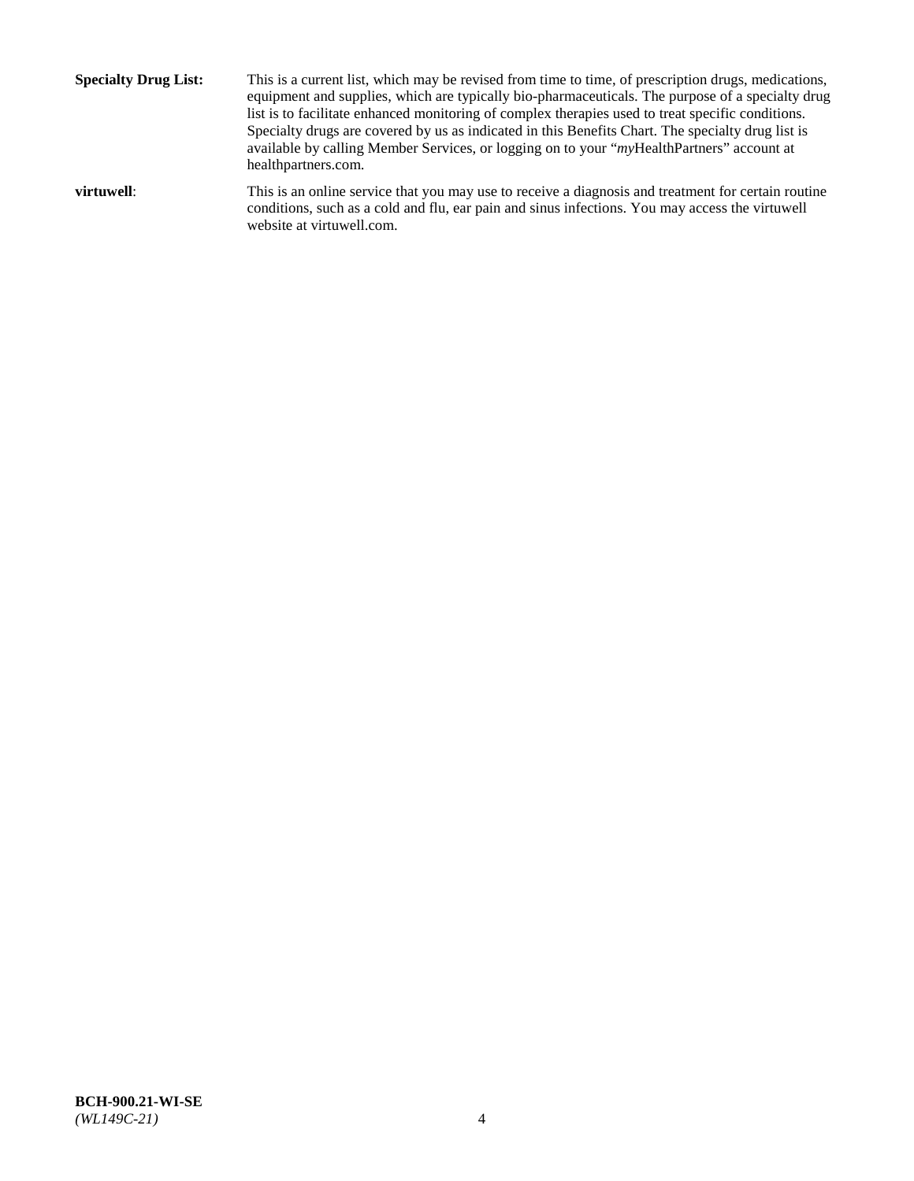**Specialty Drug List:** This is a current list, which may be revised from time to time, of prescription drugs, medications, equipment and supplies, which are typically bio-pharmaceuticals. The purpose of a specialty drug list is to facilitate enhanced monitoring of complex therapies used to treat specific conditions. Specialty drugs are covered by us as indicated in this Benefits Chart. The specialty drug list is available by calling Member Services, or logging on to your "*my*HealthPartners" account at healthpartners.com.

**virtuwell**: This is an online service that you may use to receive a diagnosis and treatment for certain routine conditions, such as a cold and flu, ear pain and sinus infections. You may access the virtuwell website at virtuwell.com.

**BCH-900.21-WI-SE**
*(WL149C-21)*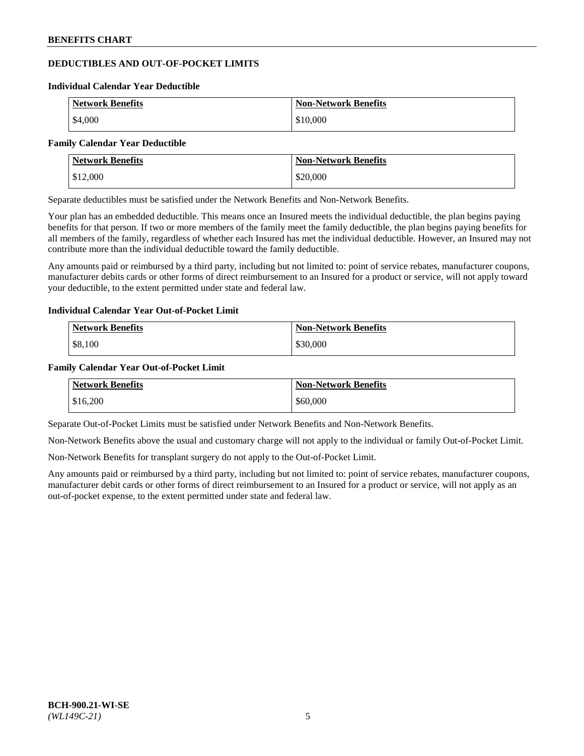## DEDUCTIBLES AND OUT-OF-POCKET LIMITS

### Individual Calendar Year Deductible

| Network Benefits | Non-Network Benefits |
|---|---|
| $4,000 | $10,000 |

### Family Calendar Year Deductible

| Network Benefits | Non-Network Benefits |
|---|---|
| $12,000 | $20,000 |

Separate deductibles must be satisfied under the Network Benefits and Non-Network Benefits.

Your plan has an embedded deductible. This means once an Insured meets the individual deductible, the plan begins paying benefits for that person. If two or more members of the family meet the family deductible, the plan begins paying benefits for all members of the family, regardless of whether each Insured has met the individual deductible. However, an Insured may not contribute more than the individual deductible toward the family deductible.

Any amounts paid or reimbursed by a third party, including but not limited to: point of service rebates, manufacturer coupons, manufacturer debits cards or other forms of direct reimbursement to an Insured for a product or service, will not apply toward your deductible, to the extent permitted under state and federal law.

### Individual Calendar Year Out-of-Pocket Limit

| Network Benefits | Non-Network Benefits |
|---|---|
| $8,100 | $30,000 |

### Family Calendar Year Out-of-Pocket Limit

| Network Benefits | Non-Network Benefits |
|---|---|
| $16,200 | $60,000 |

Separate Out-of-Pocket Limits must be satisfied under Network Benefits and Non-Network Benefits.

Non-Network Benefits above the usual and customary charge will not apply to the individual or family Out-of-Pocket Limit.

Non-Network Benefits for transplant surgery do not apply to the Out-of-Pocket Limit.

Any amounts paid or reimbursed by a third party, including but not limited to: point of service rebates, manufacturer coupons, manufacturer debit cards or other forms of direct reimbursement to an Insured for a product or service, will not apply as an out-of-pocket expense, to the extent permitted under state and federal law.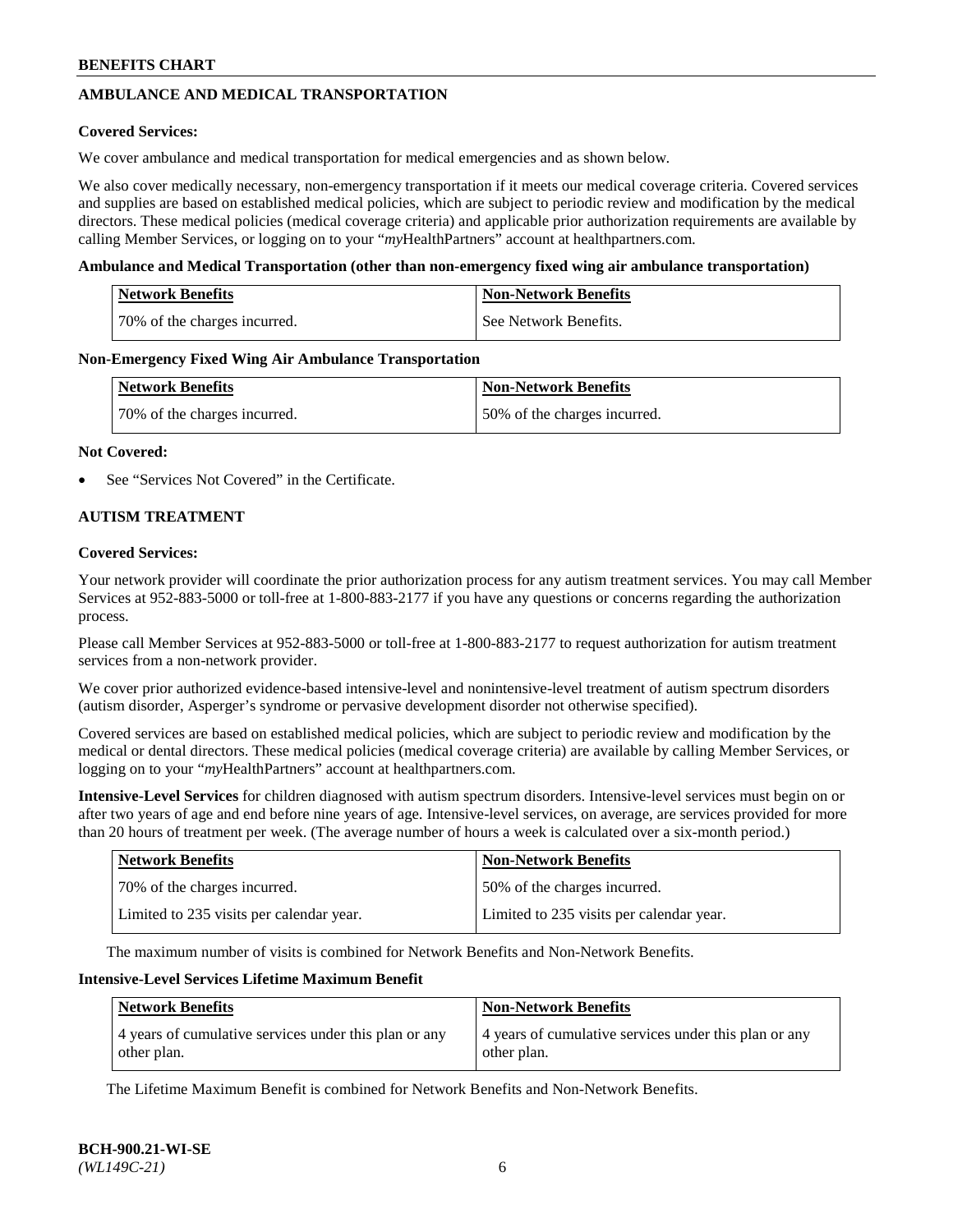## AMBULANCE AND MEDICAL TRANSPORTATION

**Covered Services:**

We cover ambulance and medical transportation for medical emergencies and as shown below.

We also cover medically necessary, non-emergency transportation if it meets our medical coverage criteria. Covered services and supplies are based on established medical policies, which are subject to periodic review and modification by the medical directors. These medical policies (medical coverage criteria) and applicable prior authorization requirements are available by calling Member Services, or logging on to your "*my*HealthPartners" account at healthpartners.com.

**Ambulance and Medical Transportation (other than non-emergency fixed wing air ambulance transportation)**

| Network Benefits | Non-Network Benefits |
|---|---|
| 70% of the charges incurred. | See Network Benefits. |

**Non-Emergency Fixed Wing Air Ambulance Transportation**

| Network Benefits | Non-Network Benefits |
|---|---|
| 70% of the charges incurred. | 50% of the charges incurred. |

**Not Covered:**

- See "Services Not Covered" in the Certificate.

## AUTISM TREATMENT

**Covered Services:**

Your network provider will coordinate the prior authorization process for any autism treatment services. You may call Member Services at 952-883-5000 or toll-free at 1-800-883-2177 if you have any questions or concerns regarding the authorization process.

Please call Member Services at 952-883-5000 or toll-free at 1-800-883-2177 to request authorization for autism treatment services from a non-network provider.

We cover prior authorized evidence-based intensive-level and nonintensive-level treatment of autism spectrum disorders (autism disorder, Asperger's syndrome or pervasive development disorder not otherwise specified).

Covered services are based on established medical policies, which are subject to periodic review and modification by the medical or dental directors. These medical policies (medical coverage criteria) are available by calling Member Services, or logging on to your "*my*HealthPartners" account at healthpartners.com.

**Intensive-Level Services** for children diagnosed with autism spectrum disorders. Intensive-level services must begin on or after two years of age and end before nine years of age. Intensive-level services, on average, are services provided for more than 20 hours of treatment per week. (The average number of hours a week is calculated over a six-month period.)

| Network Benefits | Non-Network Benefits |
|---|---|
| 70% of the charges incurred. | 50% of the charges incurred. |
| Limited to 235 visits per calendar year. | Limited to 235 visits per calendar year. |

The maximum number of visits is combined for Network Benefits and Non-Network Benefits.

**Intensive-Level Services Lifetime Maximum Benefit**

| Network Benefits | Non-Network Benefits |
|---|---|
| 4 years of cumulative services under this plan or any other plan. | 4 years of cumulative services under this plan or any other plan. |

The Lifetime Maximum Benefit is combined for Network Benefits and Non-Network Benefits.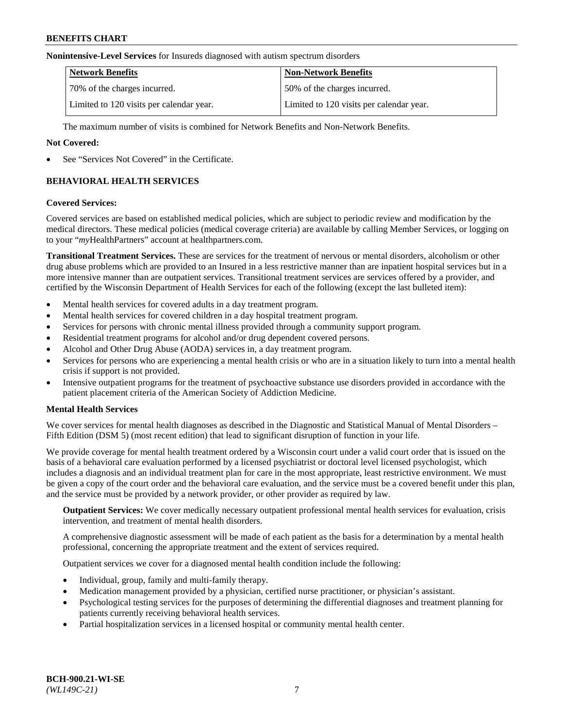**Nonintensive-Level Services** for Insureds diagnosed with autism spectrum disorders

| Network Benefits | Non-Network Benefits |
| --- | --- |
| 70% of the charges incurred. | 50% of the charges incurred. |
| Limited to 120 visits per calendar year. | Limited to 120 visits per calendar year. |

The maximum number of visits is combined for Network Benefits and Non-Network Benefits.

**Not Covered:**

- See "Services Not Covered" in the Certificate.

## BEHAVIORAL HEALTH SERVICES

**Covered Services:**

Covered services are based on established medical policies, which are subject to periodic review and modification by the medical directors. These medical policies (medical coverage criteria) are available by calling Member Services, or logging on to your "*my*HealthPartners" account at healthpartners.com.

**Transitional Treatment Services.** These are services for the treatment of nervous or mental disorders, alcoholism or other drug abuse problems which are provided to an Insured in a less restrictive manner than are inpatient hospital services but in a more intensive manner than are outpatient services. Transitional treatment services are services offered by a provider, and certified by the Wisconsin Department of Health Services for each of the following (except the last bulleted item):

- Mental health services for covered adults in a day treatment program.
- Mental health services for covered children in a day hospital treatment program.
- Services for persons with chronic mental illness provided through a community support program.
- Residential treatment programs for alcohol and/or drug dependent covered persons.
- Alcohol and Other Drug Abuse (AODA) services in, a day treatment program.
- Services for persons who are experiencing a mental health crisis or who are in a situation likely to turn into a mental health crisis if support is not provided.
- Intensive outpatient programs for the treatment of psychoactive substance use disorders provided in accordance with the patient placement criteria of the American Society of Addiction Medicine.

**Mental Health Services**

We cover services for mental health diagnoses as described in the Diagnostic and Statistical Manual of Mental Disorders – Fifth Edition (DSM 5) (most recent edition) that lead to significant disruption of function in your life.

We provide coverage for mental health treatment ordered by a Wisconsin court under a valid court order that is issued on the basis of a behavioral care evaluation performed by a licensed psychiatrist or doctoral level licensed psychologist, which includes a diagnosis and an individual treatment plan for care in the most appropriate, least restrictive environment. We must be given a copy of the court order and the behavioral care evaluation, and the service must be a covered benefit under this plan, and the service must be provided by a network provider, or other provider as required by law.

**Outpatient Services:** We cover medically necessary outpatient professional mental health services for evaluation, crisis intervention, and treatment of mental health disorders.

A comprehensive diagnostic assessment will be made of each patient as the basis for a determination by a mental health professional, concerning the appropriate treatment and the extent of services required.

Outpatient services we cover for a diagnosed mental health condition include the following:

- Individual, group, family and multi-family therapy.
- Medication management provided by a physician, certified nurse practitioner, or physician's assistant.
- Psychological testing services for the purposes of determining the differential diagnoses and treatment planning for patients currently receiving behavioral health services.
- Partial hospitalization services in a licensed hospital or community mental health center.

**BCH-900.21-WI-SE**
*(WL149C-21)*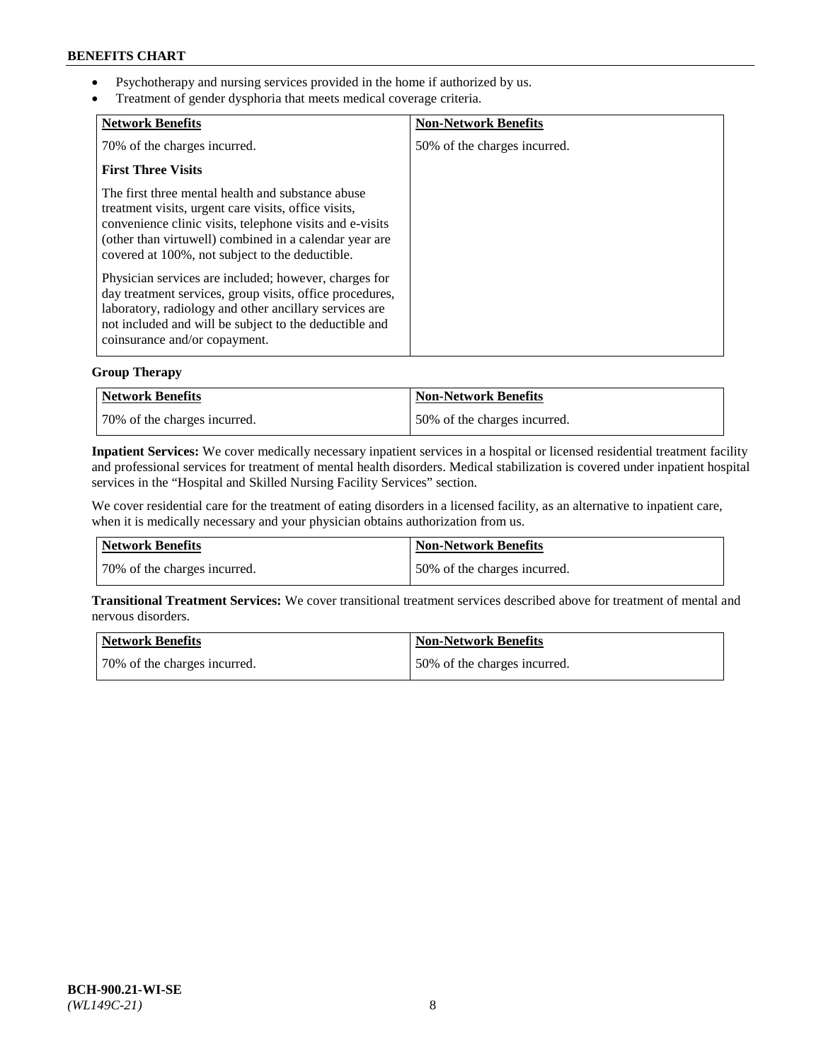- Psychotherapy and nursing services provided in the home if authorized by us.
- Treatment of gender dysphoria that meets medical coverage criteria.

| Network Benefits | Non-Network Benefits |
|---|---|
| 70% of the charges incurred.<br><br>**First Three Visits**<br><br>The first three mental health and substance abuse treatment visits, urgent care visits, office visits, convenience clinic visits, telephone visits and e-visits (other than virtuwell) combined in a calendar year are covered at 100%, not subject to the deductible.<br><br>Physician services are included; however, charges for day treatment services, group visits, office procedures, laboratory, radiology and other ancillary services are not included and will be subject to the deductible and coinsurance and/or copayment. | 50% of the charges incurred. |

**Group Therapy**

| Network Benefits | Non-Network Benefits |
|---|---|
| 70% of the charges incurred. | 50% of the charges incurred. |

**Inpatient Services:** We cover medically necessary inpatient services in a hospital or licensed residential treatment facility and professional services for treatment of mental health disorders. Medical stabilization is covered under inpatient hospital services in the "Hospital and Skilled Nursing Facility Services" section.

We cover residential care for the treatment of eating disorders in a licensed facility, as an alternative to inpatient care, when it is medically necessary and your physician obtains authorization from us.

| Network Benefits | Non-Network Benefits |
|---|---|
| 70% of the charges incurred. | 50% of the charges incurred. |

**Transitional Treatment Services:** We cover transitional treatment services described above for treatment of mental and nervous disorders.

| Network Benefits | Non-Network Benefits |
|---|---|
| 70% of the charges incurred. | 50% of the charges incurred. |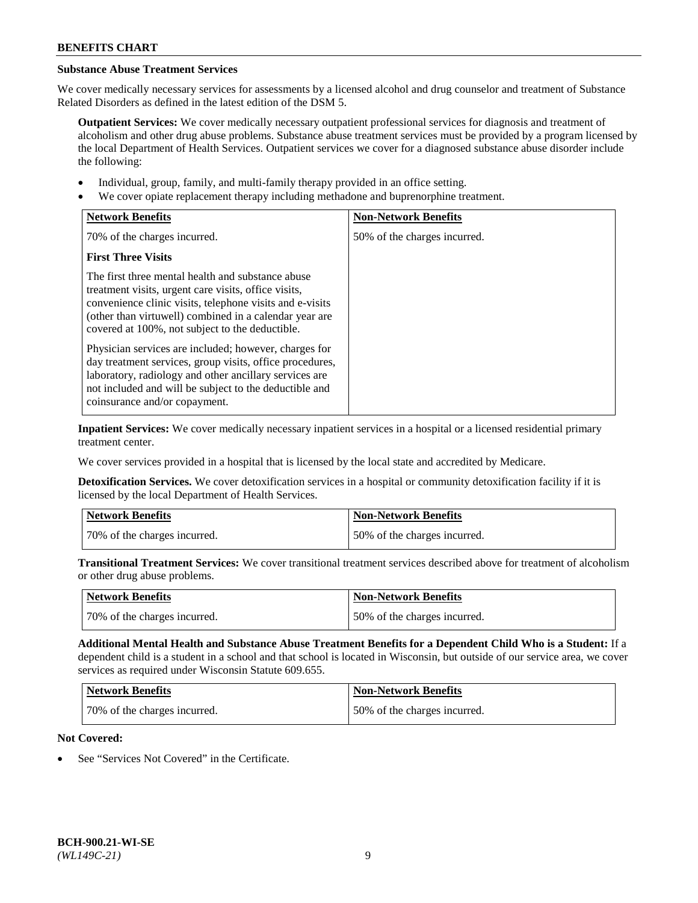### Substance Abuse Treatment Services

We cover medically necessary services for assessments by a licensed alcohol and drug counselor and treatment of Substance Related Disorders as defined in the latest edition of the DSM 5.

**Outpatient Services:** We cover medically necessary outpatient professional services for diagnosis and treatment of alcoholism and other drug abuse problems. Substance abuse treatment services must be provided by a program licensed by the local Department of Health Services. Outpatient services we cover for a diagnosed substance abuse disorder include the following:

- Individual, group, family, and multi-family therapy provided in an office setting.
- We cover opiate replacement therapy including methadone and buprenorphine treatment.

| Network Benefits | Non-Network Benefits |
|---|---|
| 70% of the charges incurred.<br><br>**First Three Visits**<br><br>The first three mental health and substance abuse treatment visits, urgent care visits, office visits, convenience clinic visits, telephone visits and e-visits (other than virtuwell) combined in a calendar year are covered at 100%, not subject to the deductible.<br><br>Physician services are included; however, charges for day treatment services, group visits, office procedures, laboratory, radiology and other ancillary services are not included and will be subject to the deductible and coinsurance and/or copayment. | 50% of the charges incurred. |

**Inpatient Services:** We cover medically necessary inpatient services in a hospital or a licensed residential primary treatment center.

We cover services provided in a hospital that is licensed by the local state and accredited by Medicare.

**Detoxification Services.** We cover detoxification services in a hospital or community detoxification facility if it is licensed by the local Department of Health Services.

| Network Benefits | Non-Network Benefits |
|---|---|
| 70% of the charges incurred. | 50% of the charges incurred. |

**Transitional Treatment Services:** We cover transitional treatment services described above for treatment of alcoholism or other drug abuse problems.

| Network Benefits | Non-Network Benefits |
|---|---|
| 70% of the charges incurred. | 50% of the charges incurred. |

**Additional Mental Health and Substance Abuse Treatment Benefits for a Dependent Child Who is a Student:** If a dependent child is a student in a school and that school is located in Wisconsin, but outside of our service area, we cover services as required under Wisconsin Statute 609.655.

| Network Benefits | Non-Network Benefits |
|---|---|
| 70% of the charges incurred. | 50% of the charges incurred. |

**Not Covered:**

- See "Services Not Covered" in the Certificate.

**BCH-900.21-WI-SE**
*(WL149C-21)*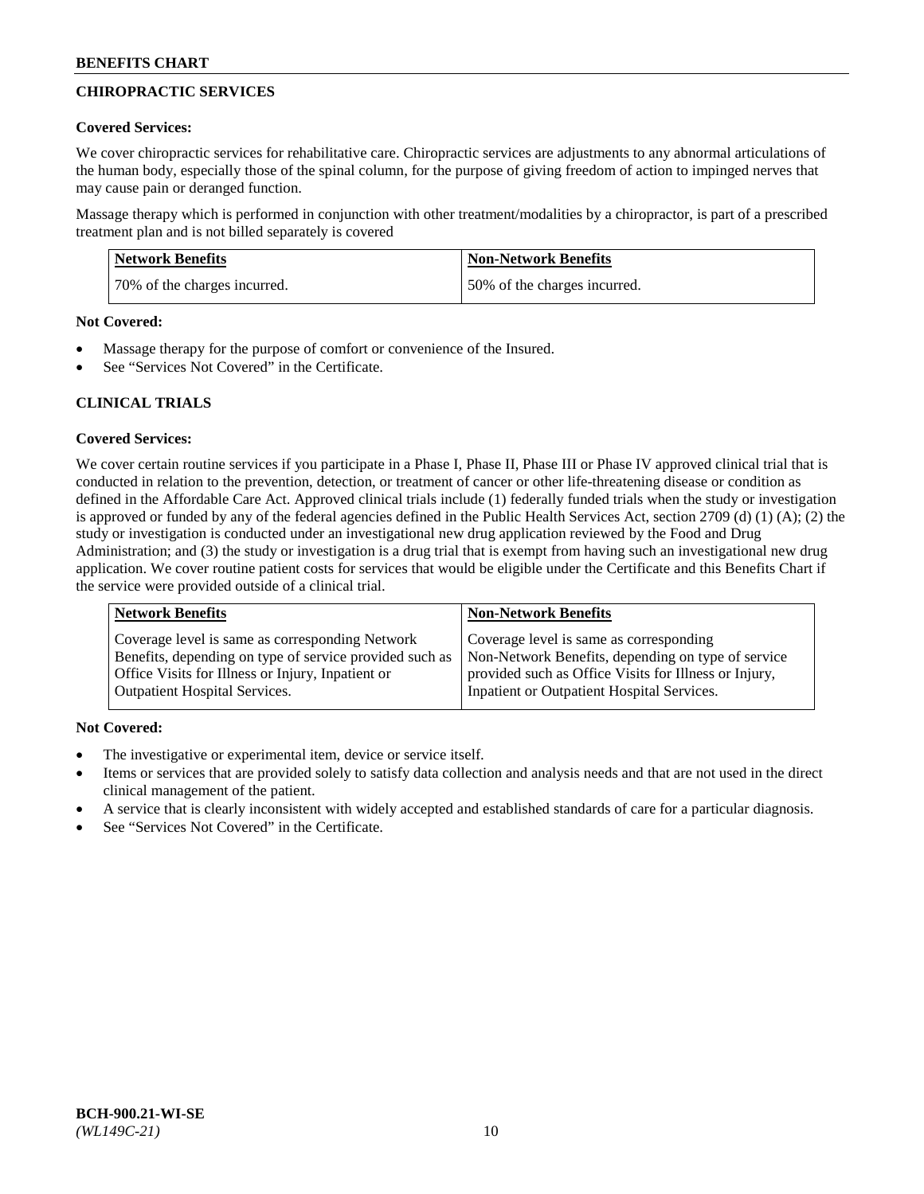## CHIROPRACTIC SERVICES

**Covered Services:**

We cover chiropractic services for rehabilitative care. Chiropractic services are adjustments to any abnormal articulations of the human body, especially those of the spinal column, for the purpose of giving freedom of action to impinged nerves that may cause pain or deranged function.

Massage therapy which is performed in conjunction with other treatment/modalities by a chiropractor, is part of a prescribed treatment plan and is not billed separately is covered

| Network Benefits | Non-Network Benefits |
| --- | --- |
| 70% of the charges incurred. | 50% of the charges incurred. |

**Not Covered:**

- Massage therapy for the purpose of comfort or convenience of the Insured.
- See "Services Not Covered" in the Certificate.

## CLINICAL TRIALS

**Covered Services:**

We cover certain routine services if you participate in a Phase I, Phase II, Phase III or Phase IV approved clinical trial that is conducted in relation to the prevention, detection, or treatment of cancer or other life-threatening disease or condition as defined in the Affordable Care Act. Approved clinical trials include (1) federally funded trials when the study or investigation is approved or funded by any of the federal agencies defined in the Public Health Services Act, section 2709 (d) (1) (A); (2) the study or investigation is conducted under an investigational new drug application reviewed by the Food and Drug Administration; and (3) the study or investigation is a drug trial that is exempt from having such an investigational new drug application. We cover routine patient costs for services that would be eligible under the Certificate and this Benefits Chart if the service were provided outside of a clinical trial.

| Network Benefits | Non-Network Benefits |
| --- | --- |
| Coverage level is same as corresponding Network Benefits, depending on type of service provided such as Office Visits for Illness or Injury, Inpatient or Outpatient Hospital Services. | Coverage level is same as corresponding Non-Network Benefits, depending on type of service provided such as Office Visits for Illness or Injury, Inpatient or Outpatient Hospital Services. |

**Not Covered:**

- The investigative or experimental item, device or service itself.
- Items or services that are provided solely to satisfy data collection and analysis needs and that are not used in the direct clinical management of the patient.
- A service that is clearly inconsistent with widely accepted and established standards of care for a particular diagnosis.
- See "Services Not Covered" in the Certificate.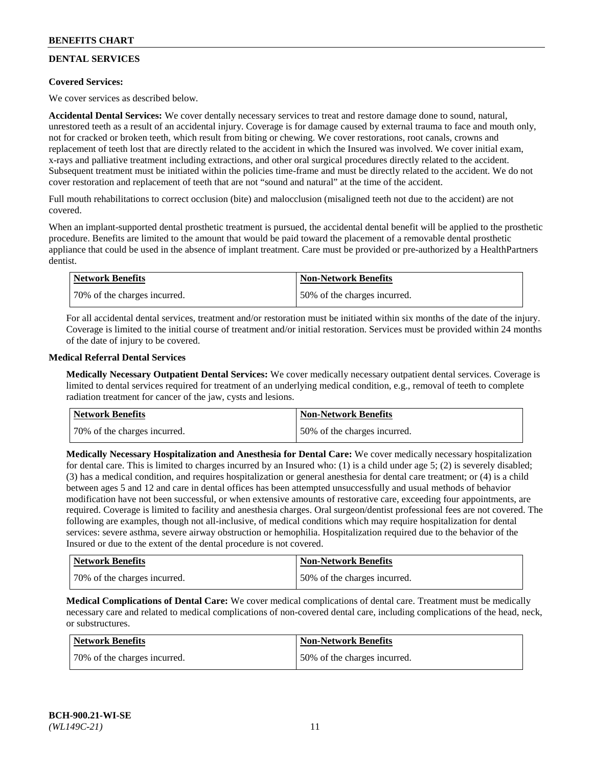## DENTAL SERVICES

**Covered Services:**

We cover services as described below.

**Accidental Dental Services:** We cover dentally necessary services to treat and restore damage done to sound, natural, unrestored teeth as a result of an accidental injury. Coverage is for damage caused by external trauma to face and mouth only, not for cracked or broken teeth, which result from biting or chewing. We cover restorations, root canals, crowns and replacement of teeth lost that are directly related to the accident in which the Insured was involved. We cover initial exam, x-rays and palliative treatment including extractions, and other oral surgical procedures directly related to the accident. Subsequent treatment must be initiated within the policies time-frame and must be directly related to the accident. We do not cover restoration and replacement of teeth that are not "sound and natural" at the time of the accident.

Full mouth rehabilitations to correct occlusion (bite) and malocclusion (misaligned teeth not due to the accident) are not covered.

When an implant-supported dental prosthetic treatment is pursued, the accidental dental benefit will be applied to the prosthetic procedure. Benefits are limited to the amount that would be paid toward the placement of a removable dental prosthetic appliance that could be used in the absence of implant treatment. Care must be provided or pre-authorized by a HealthPartners dentist.

| Network Benefits | Non-Network Benefits |
| --- | --- |
| 70% of the charges incurred. | 50% of the charges incurred. |

For all accidental dental services, treatment and/or restoration must be initiated within six months of the date of the injury. Coverage is limited to the initial course of treatment and/or initial restoration. Services must be provided within 24 months of the date of injury to be covered.

**Medical Referral Dental Services**

**Medically Necessary Outpatient Dental Services:** We cover medically necessary outpatient dental services. Coverage is limited to dental services required for treatment of an underlying medical condition, e.g., removal of teeth to complete radiation treatment for cancer of the jaw, cysts and lesions.

| Network Benefits | Non-Network Benefits |
| --- | --- |
| 70% of the charges incurred. | 50% of the charges incurred. |

**Medically Necessary Hospitalization and Anesthesia for Dental Care:** We cover medically necessary hospitalization for dental care. This is limited to charges incurred by an Insured who: (1) is a child under age 5; (2) is severely disabled; (3) has a medical condition, and requires hospitalization or general anesthesia for dental care treatment; or (4) is a child between ages 5 and 12 and care in dental offices has been attempted unsuccessfully and usual methods of behavior modification have not been successful, or when extensive amounts of restorative care, exceeding four appointments, are required. Coverage is limited to facility and anesthesia charges. Oral surgeon/dentist professional fees are not covered. The following are examples, though not all-inclusive, of medical conditions which may require hospitalization for dental services: severe asthma, severe airway obstruction or hemophilia. Hospitalization required due to the behavior of the Insured or due to the extent of the dental procedure is not covered.

| Network Benefits | Non-Network Benefits |
| --- | --- |
| 70% of the charges incurred. | 50% of the charges incurred. |

**Medical Complications of Dental Care:** We cover medical complications of dental care. Treatment must be medically necessary care and related to medical complications of non-covered dental care, including complications of the head, neck, or substructures.

| Network Benefits | Non-Network Benefits |
| --- | --- |
| 70% of the charges incurred. | 50% of the charges incurred. |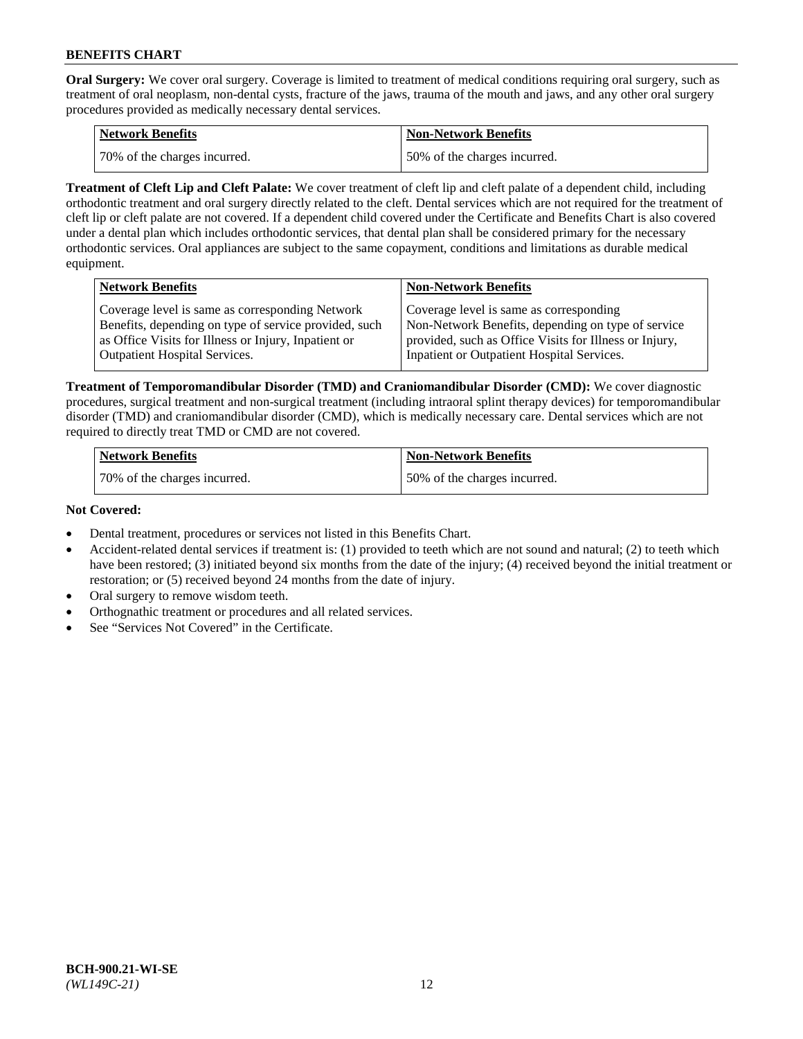**Oral Surgery:** We cover oral surgery. Coverage is limited to treatment of medical conditions requiring oral surgery, such as treatment of oral neoplasm, non-dental cysts, fracture of the jaws, trauma of the mouth and jaws, and any other oral surgery procedures provided as medically necessary dental services.

| Network Benefits | Non-Network Benefits |
| --- | --- |
| 70% of the charges incurred. | 50% of the charges incurred. |

**Treatment of Cleft Lip and Cleft Palate:** We cover treatment of cleft lip and cleft palate of a dependent child, including orthodontic treatment and oral surgery directly related to the cleft. Dental services which are not required for the treatment of cleft lip or cleft palate are not covered. If a dependent child covered under the Certificate and Benefits Chart is also covered under a dental plan which includes orthodontic services, that dental plan shall be considered primary for the necessary orthodontic services. Oral appliances are subject to the same copayment, conditions and limitations as durable medical equipment.

| Network Benefits | Non-Network Benefits |
| --- | --- |
| Coverage level is same as corresponding Network Benefits, depending on type of service provided, such as Office Visits for Illness or Injury, Inpatient or Outpatient Hospital Services. | Coverage level is same as corresponding Non-Network Benefits, depending on type of service provided, such as Office Visits for Illness or Injury, Inpatient or Outpatient Hospital Services. |

**Treatment of Temporomandibular Disorder (TMD) and Craniomandibular Disorder (CMD):** We cover diagnostic procedures, surgical treatment and non-surgical treatment (including intraoral splint therapy devices) for temporomandibular disorder (TMD) and craniomandibular disorder (CMD), which is medically necessary care. Dental services which are not required to directly treat TMD or CMD are not covered.

| Network Benefits | Non-Network Benefits |
| --- | --- |
| 70% of the charges incurred. | 50% of the charges incurred. |

**Not Covered:**

- Dental treatment, procedures or services not listed in this Benefits Chart.
- Accident-related dental services if treatment is: (1) provided to teeth which are not sound and natural; (2) to teeth which have been restored; (3) initiated beyond six months from the date of the injury; (4) received beyond the initial treatment or restoration; or (5) received beyond 24 months from the date of injury.
- Oral surgery to remove wisdom teeth.
- Orthognathic treatment or procedures and all related services.
- See "Services Not Covered" in the Certificate.

BCH-900.21-WI-SE
*(WL149C-21)*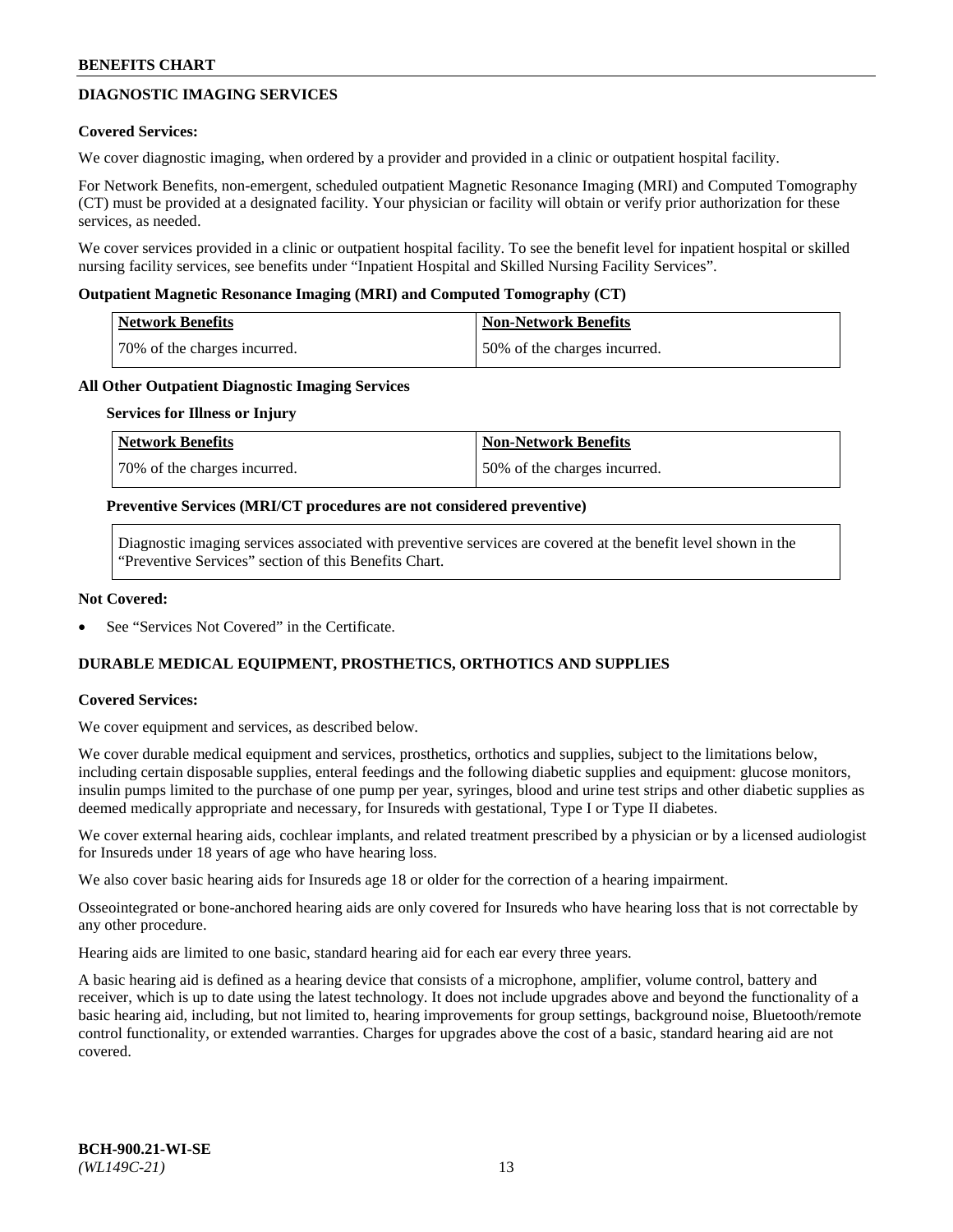## DIAGNOSTIC IMAGING SERVICES

**Covered Services:**

We cover diagnostic imaging, when ordered by a provider and provided in a clinic or outpatient hospital facility.

For Network Benefits, non-emergent, scheduled outpatient Magnetic Resonance Imaging (MRI) and Computed Tomography (CT) must be provided at a designated facility. Your physician or facility will obtain or verify prior authorization for these services, as needed.

We cover services provided in a clinic or outpatient hospital facility. To see the benefit level for inpatient hospital or skilled nursing facility services, see benefits under "Inpatient Hospital and Skilled Nursing Facility Services".

**Outpatient Magnetic Resonance Imaging (MRI) and Computed Tomography (CT)**

| Network Benefits | Non-Network Benefits |
|---|---|
| 70% of the charges incurred. | 50% of the charges incurred. |

**All Other Outpatient Diagnostic Imaging Services**

**Services for Illness or Injury**

| Network Benefits | Non-Network Benefits |
|---|---|
| 70% of the charges incurred. | 50% of the charges incurred. |

**Preventive Services (MRI/CT procedures are not considered preventive)**

Diagnostic imaging services associated with preventive services are covered at the benefit level shown in the "Preventive Services" section of this Benefits Chart.

**Not Covered:**

- See "Services Not Covered" in the Certificate.

## DURABLE MEDICAL EQUIPMENT, PROSTHETICS, ORTHOTICS AND SUPPLIES

**Covered Services:**

We cover equipment and services, as described below.

We cover durable medical equipment and services, prosthetics, orthotics and supplies, subject to the limitations below, including certain disposable supplies, enteral feedings and the following diabetic supplies and equipment: glucose monitors, insulin pumps limited to the purchase of one pump per year, syringes, blood and urine test strips and other diabetic supplies as deemed medically appropriate and necessary, for Insureds with gestational, Type I or Type II diabetes.

We cover external hearing aids, cochlear implants, and related treatment prescribed by a physician or by a licensed audiologist for Insureds under 18 years of age who have hearing loss.

We also cover basic hearing aids for Insureds age 18 or older for the correction of a hearing impairment.

Osseointegrated or bone-anchored hearing aids are only covered for Insureds who have hearing loss that is not correctable by any other procedure.

Hearing aids are limited to one basic, standard hearing aid for each ear every three years.

A basic hearing aid is defined as a hearing device that consists of a microphone, amplifier, volume control, battery and receiver, which is up to date using the latest technology. It does not include upgrades above and beyond the functionality of a basic hearing aid, including, but not limited to, hearing improvements for group settings, background noise, Bluetooth/remote control functionality, or extended warranties. Charges for upgrades above the cost of a basic, standard hearing aid are not covered.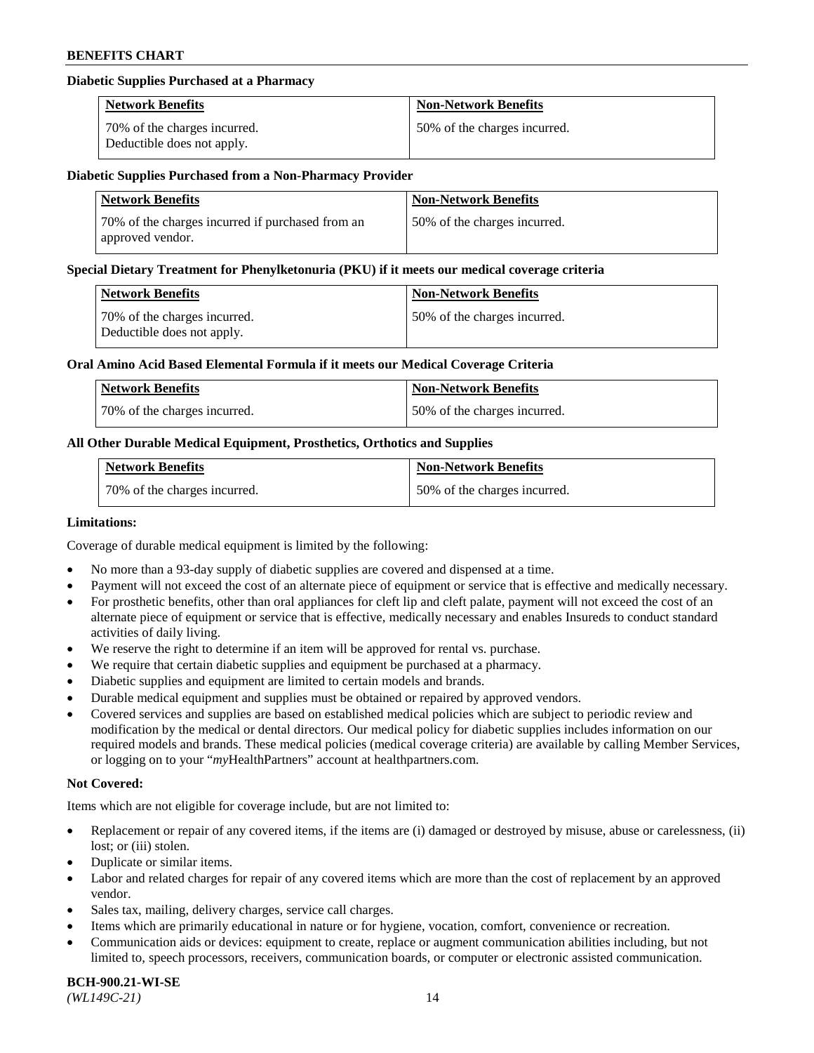### Diabetic Supplies Purchased at a Pharmacy

| Network Benefits | Non-Network Benefits |
| --- | --- |
| 70% of the charges incurred. Deductible does not apply. | 50% of the charges incurred. |

### Diabetic Supplies Purchased from a Non-Pharmacy Provider

| Network Benefits | Non-Network Benefits |
| --- | --- |
| 70% of the charges incurred if purchased from an approved vendor. | 50% of the charges incurred. |

### Special Dietary Treatment for Phenylketonuria (PKU) if it meets our medical coverage criteria

| Network Benefits | Non-Network Benefits |
| --- | --- |
| 70% of the charges incurred. Deductible does not apply. | 50% of the charges incurred. |

### Oral Amino Acid Based Elemental Formula if it meets our Medical Coverage Criteria

| Network Benefits | Non-Network Benefits |
| --- | --- |
| 70% of the charges incurred. | 50% of the charges incurred. |

### All Other Durable Medical Equipment, Prosthetics, Orthotics and Supplies

| Network Benefits | Non-Network Benefits |
| --- | --- |
| 70% of the charges incurred. | 50% of the charges incurred. |

**Limitations:**

Coverage of durable medical equipment is limited by the following:

- No more than a 93-day supply of diabetic supplies are covered and dispensed at a time.
- Payment will not exceed the cost of an alternate piece of equipment or service that is effective and medically necessary.
- For prosthetic benefits, other than oral appliances for cleft lip and cleft palate, payment will not exceed the cost of an alternate piece of equipment or service that is effective, medically necessary and enables Insureds to conduct standard activities of daily living.
- We reserve the right to determine if an item will be approved for rental vs. purchase.
- We require that certain diabetic supplies and equipment be purchased at a pharmacy.
- Diabetic supplies and equipment are limited to certain models and brands.
- Durable medical equipment and supplies must be obtained or repaired by approved vendors.
- Covered services and supplies are based on established medical policies which are subject to periodic review and modification by the medical or dental directors. Our medical policy for diabetic supplies includes information on our required models and brands. These medical policies (medical coverage criteria) are available by calling Member Services, or logging on to your "*my*HealthPartners" account at healthpartners.com.

**Not Covered:**

Items which are not eligible for coverage include, but are not limited to:

- Replacement or repair of any covered items, if the items are (i) damaged or destroyed by misuse, abuse or carelessness, (ii) lost; or (iii) stolen.
- Duplicate or similar items.
- Labor and related charges for repair of any covered items which are more than the cost of replacement by an approved vendor.
- Sales tax, mailing, delivery charges, service call charges.
- Items which are primarily educational in nature or for hygiene, vocation, comfort, convenience or recreation.
- Communication aids or devices: equipment to create, replace or augment communication abilities including, but not limited to, speech processors, receivers, communication boards, or computer or electronic assisted communication.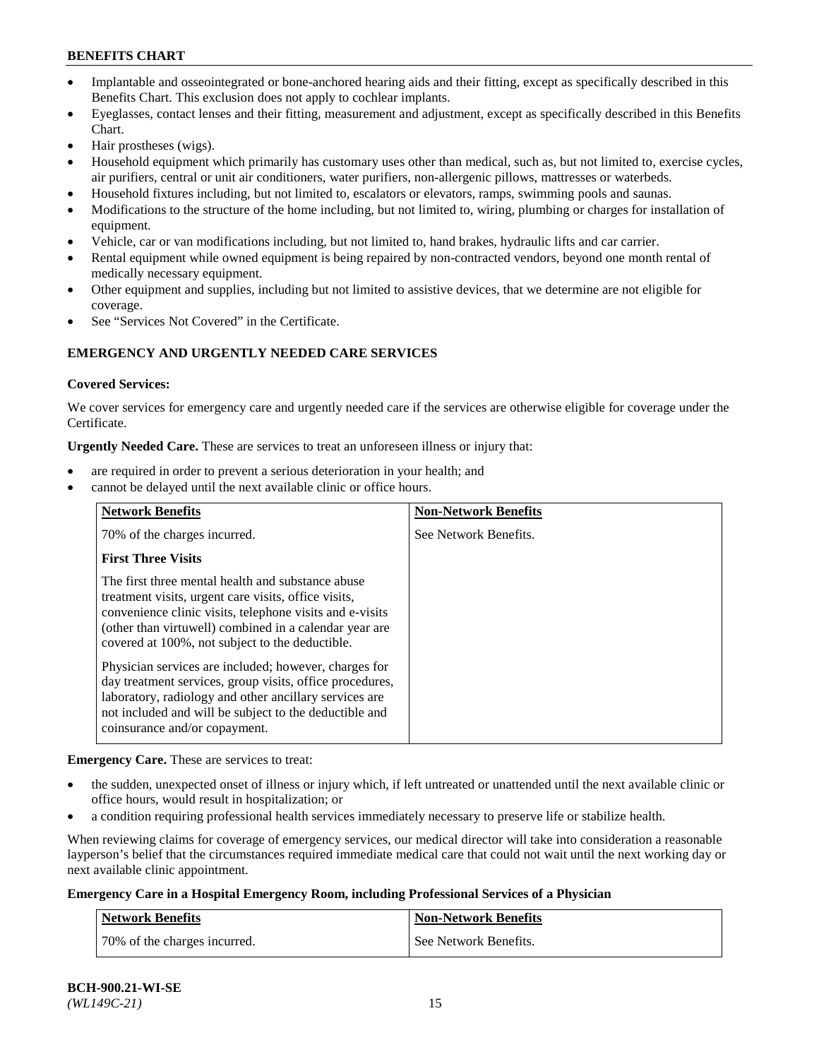- Implantable and osseointegrated or bone-anchored hearing aids and their fitting, except as specifically described in this Benefits Chart. This exclusion does not apply to cochlear implants.
- Eyeglasses, contact lenses and their fitting, measurement and adjustment, except as specifically described in this Benefits Chart.
- Hair prostheses (wigs).
- Household equipment which primarily has customary uses other than medical, such as, but not limited to, exercise cycles, air purifiers, central or unit air conditioners, water purifiers, non-allergenic pillows, mattresses or waterbeds.
- Household fixtures including, but not limited to, escalators or elevators, ramps, swimming pools and saunas.
- Modifications to the structure of the home including, but not limited to, wiring, plumbing or charges for installation of equipment.
- Vehicle, car or van modifications including, but not limited to, hand brakes, hydraulic lifts and car carrier.
- Rental equipment while owned equipment is being repaired by non-contracted vendors, beyond one month rental of medically necessary equipment.
- Other equipment and supplies, including but not limited to assistive devices, that we determine are not eligible for coverage.
- See "Services Not Covered" in the Certificate.

## EMERGENCY AND URGENTLY NEEDED CARE SERVICES

**Covered Services:**

We cover services for emergency care and urgently needed care if the services are otherwise eligible for coverage under the Certificate.

**Urgently Needed Care.** These are services to treat an unforeseen illness or injury that:

- are required in order to prevent a serious deterioration in your health; and
- cannot be delayed until the next available clinic or office hours.

| Network Benefits | Non-Network Benefits |
|---|---|
| 70% of the charges incurred.<br><br>**First Three Visits**<br><br>The first three mental health and substance abuse treatment visits, urgent care visits, office visits, convenience clinic visits, telephone visits and e-visits (other than virtuwell) combined in a calendar year are covered at 100%, not subject to the deductible.<br><br>Physician services are included; however, charges for day treatment services, group visits, office procedures, laboratory, radiology and other ancillary services are not included and will be subject to the deductible and coinsurance and/or copayment. | See Network Benefits. |

**Emergency Care.** These are services to treat:

- the sudden, unexpected onset of illness or injury which, if left untreated or unattended until the next available clinic or office hours, would result in hospitalization; or
- a condition requiring professional health services immediately necessary to preserve life or stabilize health.

When reviewing claims for coverage of emergency services, our medical director will take into consideration a reasonable layperson's belief that the circumstances required immediate medical care that could not wait until the next working day or next available clinic appointment.

**Emergency Care in a Hospital Emergency Room, including Professional Services of a Physician**

| Network Benefits | Non-Network Benefits |
|---|---|
| 70% of the charges incurred. | See Network Benefits. |

BCH-900.21-WI-SE
*(WL149C-21)*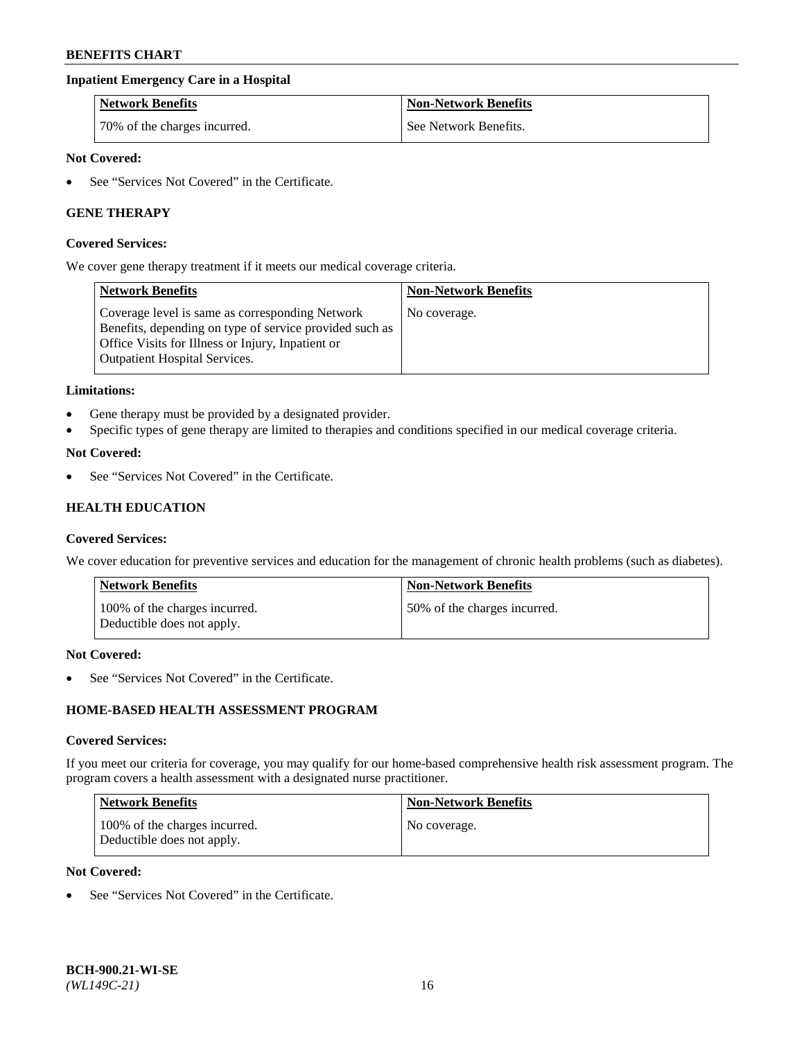**Inpatient Emergency Care in a Hospital**

| Network Benefits | Non-Network Benefits |
|---|---|
| 70% of the charges incurred. | See Network Benefits. |

**Not Covered:**

- See "Services Not Covered" in the Certificate.

### GENE THERAPY

**Covered Services:**

We cover gene therapy treatment if it meets our medical coverage criteria.

| Network Benefits | Non-Network Benefits |
|---|---|
| Coverage level is same as corresponding Network Benefits, depending on type of service provided such as Office Visits for Illness or Injury, Inpatient or Outpatient Hospital Services. | No coverage. |

**Limitations:**

- Gene therapy must be provided by a designated provider.
- Specific types of gene therapy are limited to therapies and conditions specified in our medical coverage criteria.

**Not Covered:**

- See "Services Not Covered" in the Certificate.

### HEALTH EDUCATION

**Covered Services:**

We cover education for preventive services and education for the management of chronic health problems (such as diabetes).

| Network Benefits | Non-Network Benefits |
|---|---|
| 100% of the charges incurred. Deductible does not apply. | 50% of the charges incurred. |

**Not Covered:**

- See "Services Not Covered" in the Certificate.

### HOME-BASED HEALTH ASSESSMENT PROGRAM

**Covered Services:**

If you meet our criteria for coverage, you may qualify for our home-based comprehensive health risk assessment program. The program covers a health assessment with a designated nurse practitioner.

| Network Benefits | Non-Network Benefits |
|---|---|
| 100% of the charges incurred. Deductible does not apply. | No coverage. |

**Not Covered:**

- See "Services Not Covered" in the Certificate.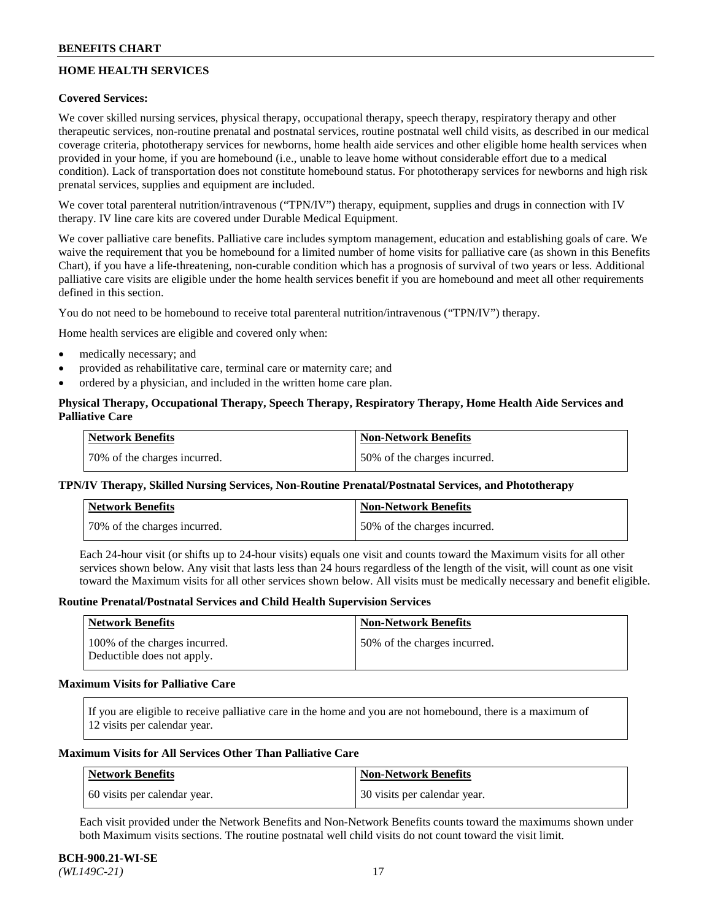## HOME HEALTH SERVICES

**Covered Services:**

We cover skilled nursing services, physical therapy, occupational therapy, speech therapy, respiratory therapy and other therapeutic services, non-routine prenatal and postnatal services, routine postnatal well child visits, as described in our medical coverage criteria, phototherapy services for newborns, home health aide services and other eligible home health services when provided in your home, if you are homebound (i.e., unable to leave home without considerable effort due to a medical condition). Lack of transportation does not constitute homebound status. For phototherapy services for newborns and high risk prenatal services, supplies and equipment are included.

We cover total parenteral nutrition/intravenous ("TPN/IV") therapy, equipment, supplies and drugs in connection with IV therapy. IV line care kits are covered under Durable Medical Equipment.

We cover palliative care benefits. Palliative care includes symptom management, education and establishing goals of care. We waive the requirement that you be homebound for a limited number of home visits for palliative care (as shown in this Benefits Chart), if you have a life-threatening, non-curable condition which has a prognosis of survival of two years or less. Additional palliative care visits are eligible under the home health services benefit if you are homebound and meet all other requirements defined in this section.

You do not need to be homebound to receive total parenteral nutrition/intravenous ("TPN/IV") therapy.

Home health services are eligible and covered only when:

- medically necessary; and
- provided as rehabilitative care, terminal care or maternity care; and
- ordered by a physician, and included in the written home care plan.

**Physical Therapy, Occupational Therapy, Speech Therapy, Respiratory Therapy, Home Health Aide Services and Palliative Care**

| Network Benefits | Non-Network Benefits |
|---|---|
| 70% of the charges incurred. | 50% of the charges incurred. |

**TPN/IV Therapy, Skilled Nursing Services, Non-Routine Prenatal/Postnatal Services, and Phototherapy**

| Network Benefits | Non-Network Benefits |
|---|---|
| 70% of the charges incurred. | 50% of the charges incurred. |

Each 24-hour visit (or shifts up to 24-hour visits) equals one visit and counts toward the Maximum visits for all other services shown below. Any visit that lasts less than 24 hours regardless of the length of the visit, will count as one visit toward the Maximum visits for all other services shown below. All visits must be medically necessary and benefit eligible.

**Routine Prenatal/Postnatal Services and Child Health Supervision Services**

| Network Benefits | Non-Network Benefits |
|---|---|
| 100% of the charges incurred. Deductible does not apply. | 50% of the charges incurred. |

**Maximum Visits for Palliative Care**

If you are eligible to receive palliative care in the home and you are not homebound, there is a maximum of 12 visits per calendar year.

**Maximum Visits for All Services Other Than Palliative Care**

| Network Benefits | Non-Network Benefits |
|---|---|
| 60 visits per calendar year. | 30 visits per calendar year. |

Each visit provided under the Network Benefits and Non-Network Benefits counts toward the maximums shown under both Maximum visits sections. The routine postnatal well child visits do not count toward the visit limit.

**BCH-900.21-WI-SE**
*(WL149C-21)*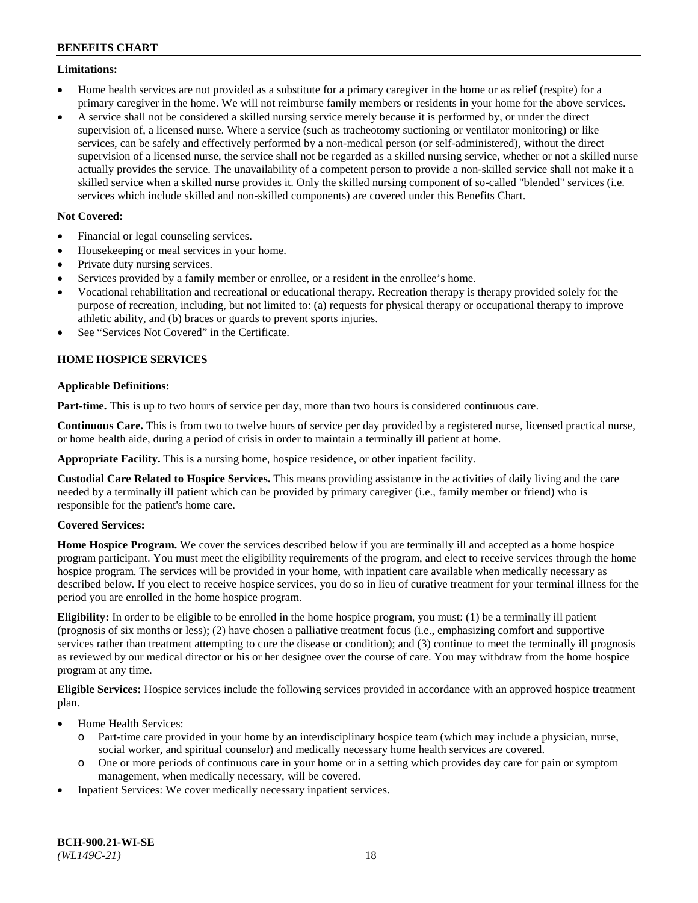**Limitations:**

- Home health services are not provided as a substitute for a primary caregiver in the home or as relief (respite) for a primary caregiver in the home. We will not reimburse family members or residents in your home for the above services.
- A service shall not be considered a skilled nursing service merely because it is performed by, or under the direct supervision of, a licensed nurse. Where a service (such as tracheotomy suctioning or ventilator monitoring) or like services, can be safely and effectively performed by a non-medical person (or self-administered), without the direct supervision of a licensed nurse, the service shall not be regarded as a skilled nursing service, whether or not a skilled nurse actually provides the service. The unavailability of a competent person to provide a non-skilled service shall not make it a skilled service when a skilled nurse provides it. Only the skilled nursing component of so-called "blended" services (i.e. services which include skilled and non-skilled components) are covered under this Benefits Chart.

**Not Covered:**

- Financial or legal counseling services.
- Housekeeping or meal services in your home.
- Private duty nursing services.
- Services provided by a family member or enrollee, or a resident in the enrollee's home.
- Vocational rehabilitation and recreational or educational therapy. Recreation therapy is therapy provided solely for the purpose of recreation, including, but not limited to: (a) requests for physical therapy or occupational therapy to improve athletic ability, and (b) braces or guards to prevent sports injuries.
- See "Services Not Covered" in the Certificate.

## HOME HOSPICE SERVICES

**Applicable Definitions:**

**Part-time.** This is up to two hours of service per day, more than two hours is considered continuous care.

**Continuous Care.** This is from two to twelve hours of service per day provided by a registered nurse, licensed practical nurse, or home health aide, during a period of crisis in order to maintain a terminally ill patient at home.

**Appropriate Facility.** This is a nursing home, hospice residence, or other inpatient facility.

**Custodial Care Related to Hospice Services.** This means providing assistance in the activities of daily living and the care needed by a terminally ill patient which can be provided by primary caregiver (i.e., family member or friend) who is responsible for the patient's home care.

**Covered Services:**

**Home Hospice Program.** We cover the services described below if you are terminally ill and accepted as a home hospice program participant. You must meet the eligibility requirements of the program, and elect to receive services through the home hospice program. The services will be provided in your home, with inpatient care available when medically necessary as described below. If you elect to receive hospice services, you do so in lieu of curative treatment for your terminal illness for the period you are enrolled in the home hospice program.

**Eligibility:** In order to be eligible to be enrolled in the home hospice program, you must: (1) be a terminally ill patient (prognosis of six months or less); (2) have chosen a palliative treatment focus (i.e., emphasizing comfort and supportive services rather than treatment attempting to cure the disease or condition); and (3) continue to meet the terminally ill prognosis as reviewed by our medical director or his or her designee over the course of care. You may withdraw from the home hospice program at any time.

**Eligible Services:** Hospice services include the following services provided in accordance with an approved hospice treatment plan.

- Home Health Services:
  - Part-time care provided in your home by an interdisciplinary hospice team (which may include a physician, nurse, social worker, and spiritual counselor) and medically necessary home health services are covered.
  - One or more periods of continuous care in your home or in a setting which provides day care for pain or symptom management, when medically necessary, will be covered.
- Inpatient Services: We cover medically necessary inpatient services.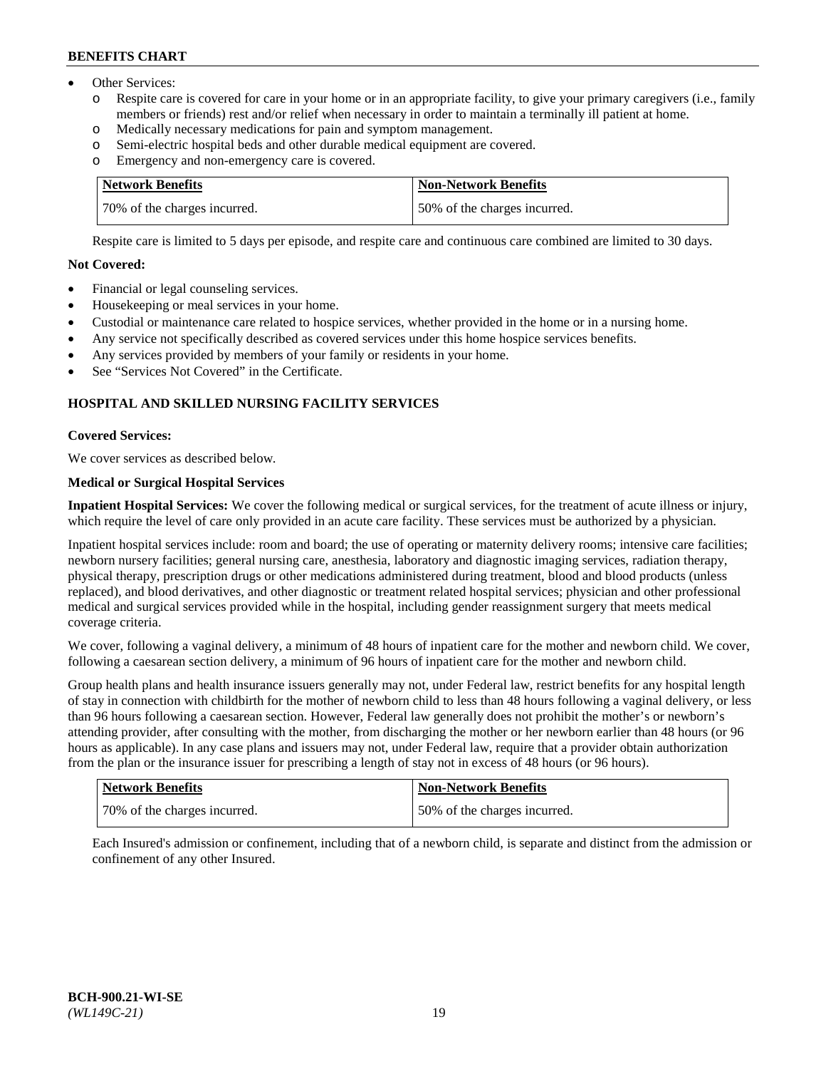- Other Services:
  - o Respite care is covered for care in your home or in an appropriate facility, to give your primary caregivers (i.e., family members or friends) rest and/or relief when necessary in order to maintain a terminally ill patient at home.
  - o Medically necessary medications for pain and symptom management.
  - o Semi-electric hospital beds and other durable medical equipment are covered.
  - o Emergency and non-emergency care is covered.

| Network Benefits | Non-Network Benefits |
|---|---|
| 70% of the charges incurred. | 50% of the charges incurred. |

Respite care is limited to 5 days per episode, and respite care and continuous care combined are limited to 30 days.

**Not Covered:**

- Financial or legal counseling services.
- Housekeeping or meal services in your home.
- Custodial or maintenance care related to hospice services, whether provided in the home or in a nursing home.
- Any service not specifically described as covered services under this home hospice services benefits.
- Any services provided by members of your family or residents in your home.
- See "Services Not Covered" in the Certificate.

## HOSPITAL AND SKILLED NURSING FACILITY SERVICES

**Covered Services:**

We cover services as described below.

**Medical or Surgical Hospital Services**

**Inpatient Hospital Services:** We cover the following medical or surgical services, for the treatment of acute illness or injury, which require the level of care only provided in an acute care facility. These services must be authorized by a physician.

Inpatient hospital services include: room and board; the use of operating or maternity delivery rooms; intensive care facilities; newborn nursery facilities; general nursing care, anesthesia, laboratory and diagnostic imaging services, radiation therapy, physical therapy, prescription drugs or other medications administered during treatment, blood and blood products (unless replaced), and blood derivatives, and other diagnostic or treatment related hospital services; physician and other professional medical and surgical services provided while in the hospital, including gender reassignment surgery that meets medical coverage criteria.

We cover, following a vaginal delivery, a minimum of 48 hours of inpatient care for the mother and newborn child. We cover, following a caesarean section delivery, a minimum of 96 hours of inpatient care for the mother and newborn child.

Group health plans and health insurance issuers generally may not, under Federal law, restrict benefits for any hospital length of stay in connection with childbirth for the mother of newborn child to less than 48 hours following a vaginal delivery, or less than 96 hours following a caesarean section. However, Federal law generally does not prohibit the mother's or newborn's attending provider, after consulting with the mother, from discharging the mother or her newborn earlier than 48 hours (or 96 hours as applicable). In any case plans and issuers may not, under Federal law, require that a provider obtain authorization from the plan or the insurance issuer for prescribing a length of stay not in excess of 48 hours (or 96 hours).

| Network Benefits | Non-Network Benefits |
|---|---|
| 70% of the charges incurred. | 50% of the charges incurred. |

Each Insured's admission or confinement, including that of a newborn child, is separate and distinct from the admission or confinement of any other Insured.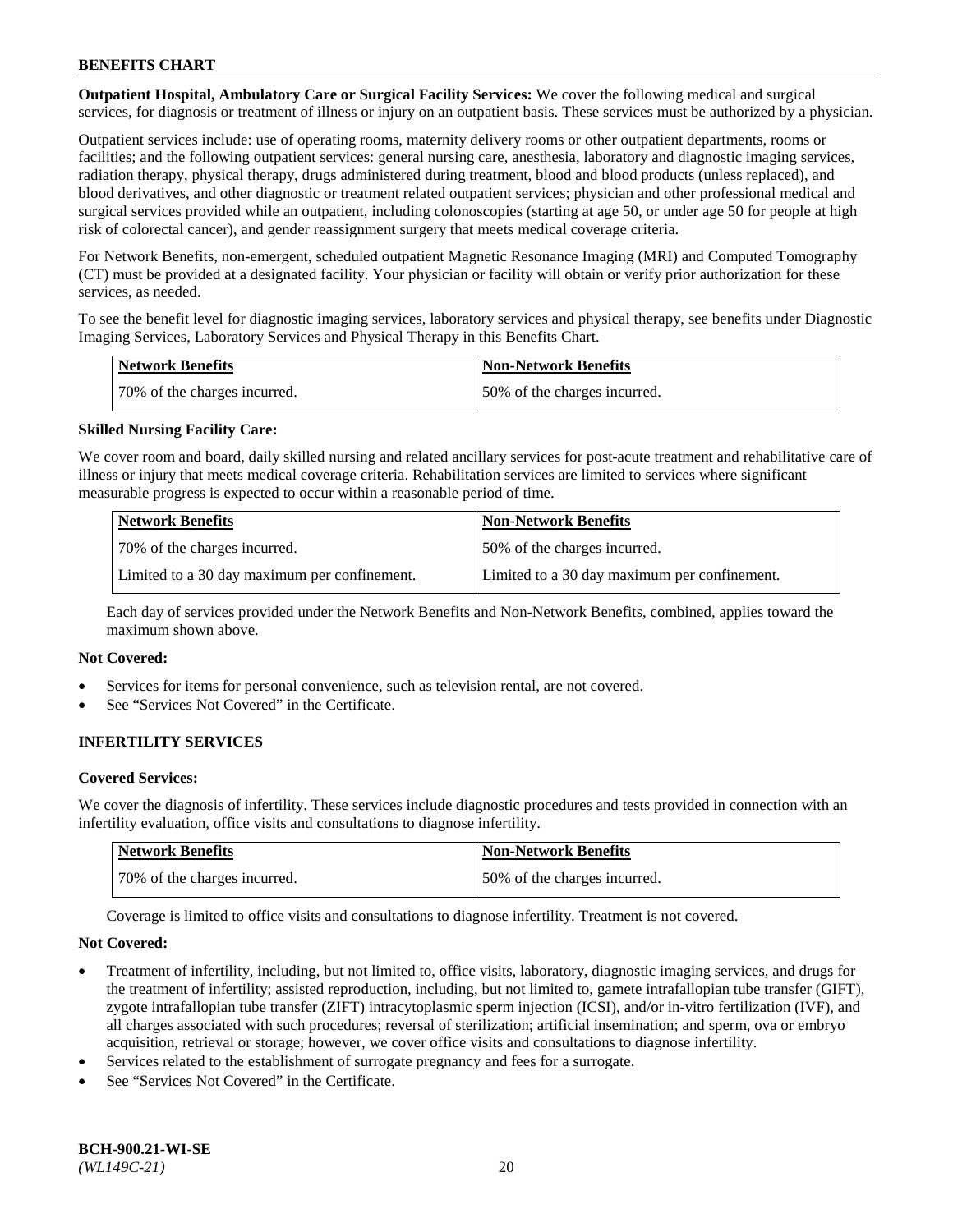**Outpatient Hospital, Ambulatory Care or Surgical Facility Services:** We cover the following medical and surgical services, for diagnosis or treatment of illness or injury on an outpatient basis. These services must be authorized by a physician.

Outpatient services include: use of operating rooms, maternity delivery rooms or other outpatient departments, rooms or facilities; and the following outpatient services: general nursing care, anesthesia, laboratory and diagnostic imaging services, radiation therapy, physical therapy, drugs administered during treatment, blood and blood products (unless replaced), and blood derivatives, and other diagnostic or treatment related outpatient services; physician and other professional medical and surgical services provided while an outpatient, including colonoscopies (starting at age 50, or under age 50 for people at high risk of colorectal cancer), and gender reassignment surgery that meets medical coverage criteria.

For Network Benefits, non-emergent, scheduled outpatient Magnetic Resonance Imaging (MRI) and Computed Tomography (CT) must be provided at a designated facility. Your physician or facility will obtain or verify prior authorization for these services, as needed.

To see the benefit level for diagnostic imaging services, laboratory services and physical therapy, see benefits under Diagnostic Imaging Services, Laboratory Services and Physical Therapy in this Benefits Chart.

| Network Benefits | Non-Network Benefits |
| --- | --- |
| 70% of the charges incurred. | 50% of the charges incurred. |

**Skilled Nursing Facility Care:**

We cover room and board, daily skilled nursing and related ancillary services for post-acute treatment and rehabilitative care of illness or injury that meets medical coverage criteria. Rehabilitation services are limited to services where significant measurable progress is expected to occur within a reasonable period of time.

| Network Benefits | Non-Network Benefits |
| --- | --- |
| 70% of the charges incurred. | 50% of the charges incurred. |
| Limited to a 30 day maximum per confinement. | Limited to a 30 day maximum per confinement. |

Each day of services provided under the Network Benefits and Non-Network Benefits, combined, applies toward the maximum shown above.

**Not Covered:**

- Services for items for personal convenience, such as television rental, are not covered.
- See "Services Not Covered" in the Certificate.

## INFERTILITY SERVICES

**Covered Services:**

We cover the diagnosis of infertility. These services include diagnostic procedures and tests provided in connection with an infertility evaluation, office visits and consultations to diagnose infertility.

| Network Benefits | Non-Network Benefits |
| --- | --- |
| 70% of the charges incurred. | 50% of the charges incurred. |

Coverage is limited to office visits and consultations to diagnose infertility. Treatment is not covered.

**Not Covered:**

- Treatment of infertility, including, but not limited to, office visits, laboratory, diagnostic imaging services, and drugs for the treatment of infertility; assisted reproduction, including, but not limited to, gamete intrafallopian tube transfer (GIFT), zygote intrafallopian tube transfer (ZIFT) intracytoplasmic sperm injection (ICSI), and/or in-vitro fertilization (IVF), and all charges associated with such procedures; reversal of sterilization; artificial insemination; and sperm, ova or embryo acquisition, retrieval or storage; however, we cover office visits and consultations to diagnose infertility.
- Services related to the establishment of surrogate pregnancy and fees for a surrogate.
- See "Services Not Covered" in the Certificate.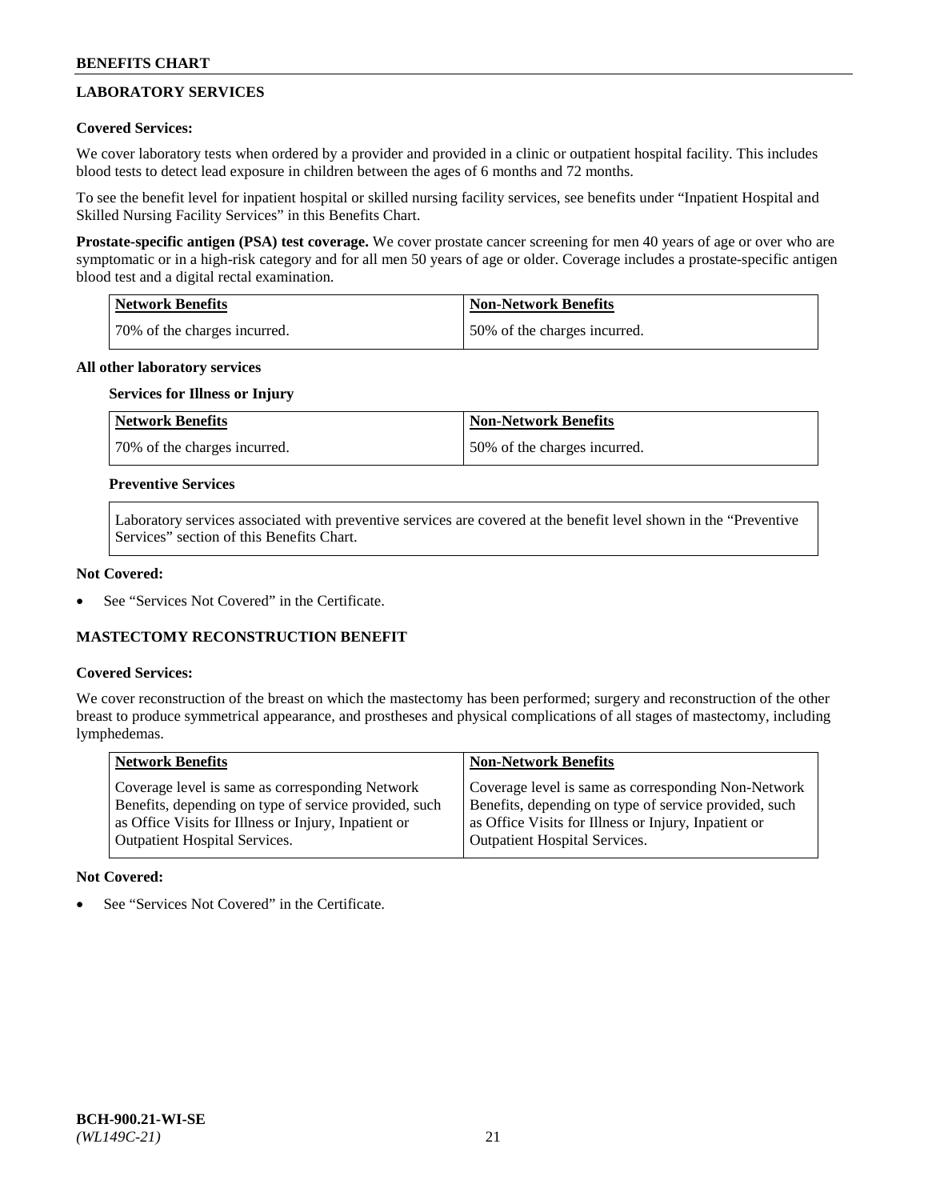## LABORATORY SERVICES

### Covered Services:

We cover laboratory tests when ordered by a provider and provided in a clinic or outpatient hospital facility. This includes blood tests to detect lead exposure in children between the ages of 6 months and 72 months.

To see the benefit level for inpatient hospital or skilled nursing facility services, see benefits under "Inpatient Hospital and Skilled Nursing Facility Services" in this Benefits Chart.

**Prostate-specific antigen (PSA) test coverage.** We cover prostate cancer screening for men 40 years of age or over who are symptomatic or in a high-risk category and for all men 50 years of age or older. Coverage includes a prostate-specific antigen blood test and a digital rectal examination.

| Network Benefits | Non-Network Benefits |
|---|---|
| 70% of the charges incurred. | 50% of the charges incurred. |

**All other laboratory services**

**Services for Illness or Injury**

| Network Benefits | Non-Network Benefits |
|---|---|
| 70% of the charges incurred. | 50% of the charges incurred. |

**Preventive Services**

Laboratory services associated with preventive services are covered at the benefit level shown in the "Preventive Services" section of this Benefits Chart.

### Not Covered:

- See "Services Not Covered" in the Certificate.

## MASTECTOMY RECONSTRUCTION BENEFIT

### Covered Services:

We cover reconstruction of the breast on which the mastectomy has been performed; surgery and reconstruction of the other breast to produce symmetrical appearance, and prostheses and physical complications of all stages of mastectomy, including lymphedemas.

| Network Benefits | Non-Network Benefits |
|---|---|
| Coverage level is same as corresponding Network Benefits, depending on type of service provided, such as Office Visits for Illness or Injury, Inpatient or Outpatient Hospital Services. | Coverage level is same as corresponding Non-Network Benefits, depending on type of service provided, such as Office Visits for Illness or Injury, Inpatient or Outpatient Hospital Services. |

### Not Covered:

- See "Services Not Covered" in the Certificate.

BCH-900.21-WI-SE
*(WL149C-21)*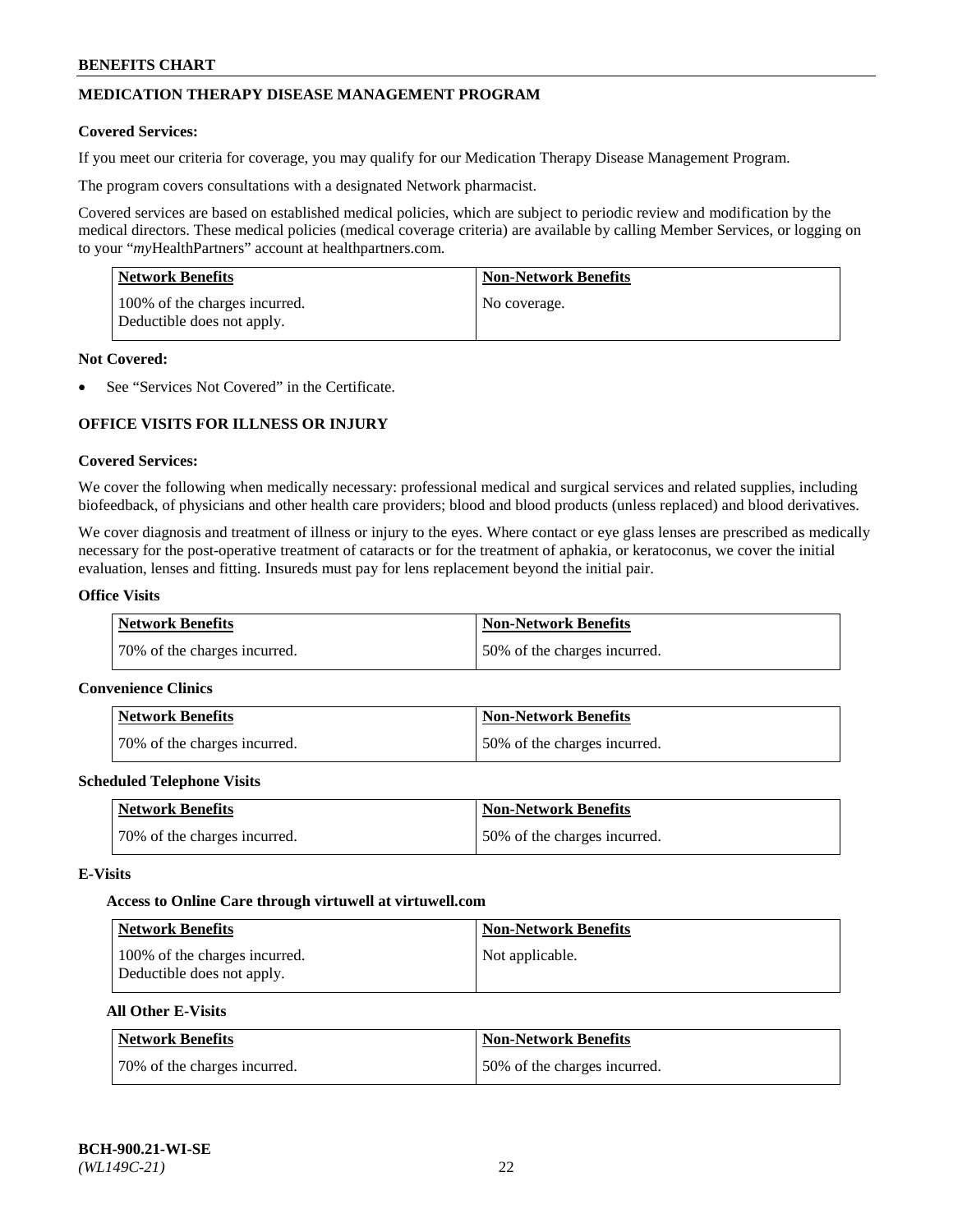## MEDICATION THERAPY DISEASE MANAGEMENT PROGRAM

**Covered Services:**

If you meet our criteria for coverage, you may qualify for our Medication Therapy Disease Management Program.

The program covers consultations with a designated Network pharmacist.

Covered services are based on established medical policies, which are subject to periodic review and modification by the medical directors. These medical policies (medical coverage criteria) are available by calling Member Services, or logging on to your "*my*HealthPartners" account at healthpartners.com.

| Network Benefits | Non-Network Benefits |
|---|---|
| 100% of the charges incurred. Deductible does not apply. | No coverage. |

**Not Covered:**

- See "Services Not Covered" in the Certificate.

## OFFICE VISITS FOR ILLNESS OR INJURY

**Covered Services:**

We cover the following when medically necessary: professional medical and surgical services and related supplies, including biofeedback, of physicians and other health care providers; blood and blood products (unless replaced) and blood derivatives.

We cover diagnosis and treatment of illness or injury to the eyes. Where contact or eye glass lenses are prescribed as medically necessary for the post-operative treatment of cataracts or for the treatment of aphakia, or keratoconus, we cover the initial evaluation, lenses and fitting. Insureds must pay for lens replacement beyond the initial pair.

**Office Visits**

| Network Benefits | Non-Network Benefits |
|---|---|
| 70% of the charges incurred. | 50% of the charges incurred. |

**Convenience Clinics**

| Network Benefits | Non-Network Benefits |
|---|---|
| 70% of the charges incurred. | 50% of the charges incurred. |

**Scheduled Telephone Visits**

| Network Benefits | Non-Network Benefits |
|---|---|
| 70% of the charges incurred. | 50% of the charges incurred. |

**E-Visits**

**Access to Online Care through virtuwell at virtuwell.com**

| Network Benefits | Non-Network Benefits |
|---|---|
| 100% of the charges incurred. Deductible does not apply. | Not applicable. |

**All Other E-Visits**

| Network Benefits | Non-Network Benefits |
|---|---|
| 70% of the charges incurred. | 50% of the charges incurred. |

**BCH-900.21-WI-SE**
*(WL149C-21)*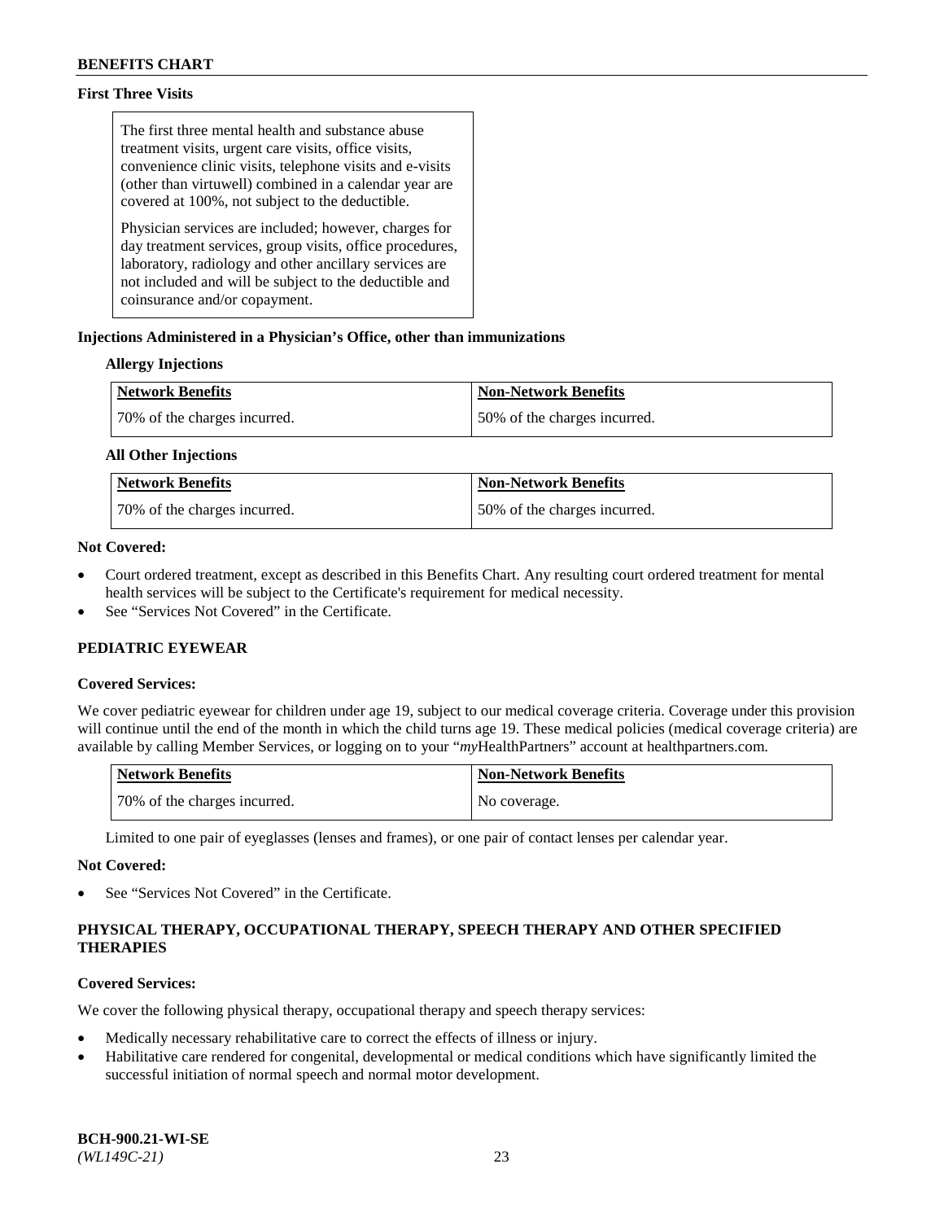**First Three Visits**

The first three mental health and substance abuse treatment visits, urgent care visits, office visits, convenience clinic visits, telephone visits and e-visits (other than virtuwell) combined in a calendar year are covered at 100%, not subject to the deductible.

Physician services are included; however, charges for day treatment services, group visits, office procedures, laboratory, radiology and other ancillary services are not included and will be subject to the deductible and coinsurance and/or copayment.

**Injections Administered in a Physician's Office, other than immunizations**

**Allergy Injections**

| Network Benefits | Non-Network Benefits |
|---|---|
| 70% of the charges incurred. | 50% of the charges incurred. |

**All Other Injections**

| Network Benefits | Non-Network Benefits |
|---|---|
| 70% of the charges incurred. | 50% of the charges incurred. |

**Not Covered:**

- Court ordered treatment, except as described in this Benefits Chart. Any resulting court ordered treatment for mental health services will be subject to the Certificate's requirement for medical necessity.
- See "Services Not Covered" in the Certificate.

## PEDIATRIC EYEWEAR

**Covered Services:**

We cover pediatric eyewear for children under age 19, subject to our medical coverage criteria. Coverage under this provision will continue until the end of the month in which the child turns age 19. These medical policies (medical coverage criteria) are available by calling Member Services, or logging on to your "*my*HealthPartners" account at healthpartners.com.

| Network Benefits | Non-Network Benefits |
|---|---|
| 70% of the charges incurred. | No coverage. |

Limited to one pair of eyeglasses (lenses and frames), or one pair of contact lenses per calendar year.

**Not Covered:**

- See "Services Not Covered" in the Certificate.

## PHYSICAL THERAPY, OCCUPATIONAL THERAPY, SPEECH THERAPY AND OTHER SPECIFIED THERAPIES

**Covered Services:**

We cover the following physical therapy, occupational therapy and speech therapy services:

- Medically necessary rehabilitative care to correct the effects of illness or injury.
- Habilitative care rendered for congenital, developmental or medical conditions which have significantly limited the successful initiation of normal speech and normal motor development.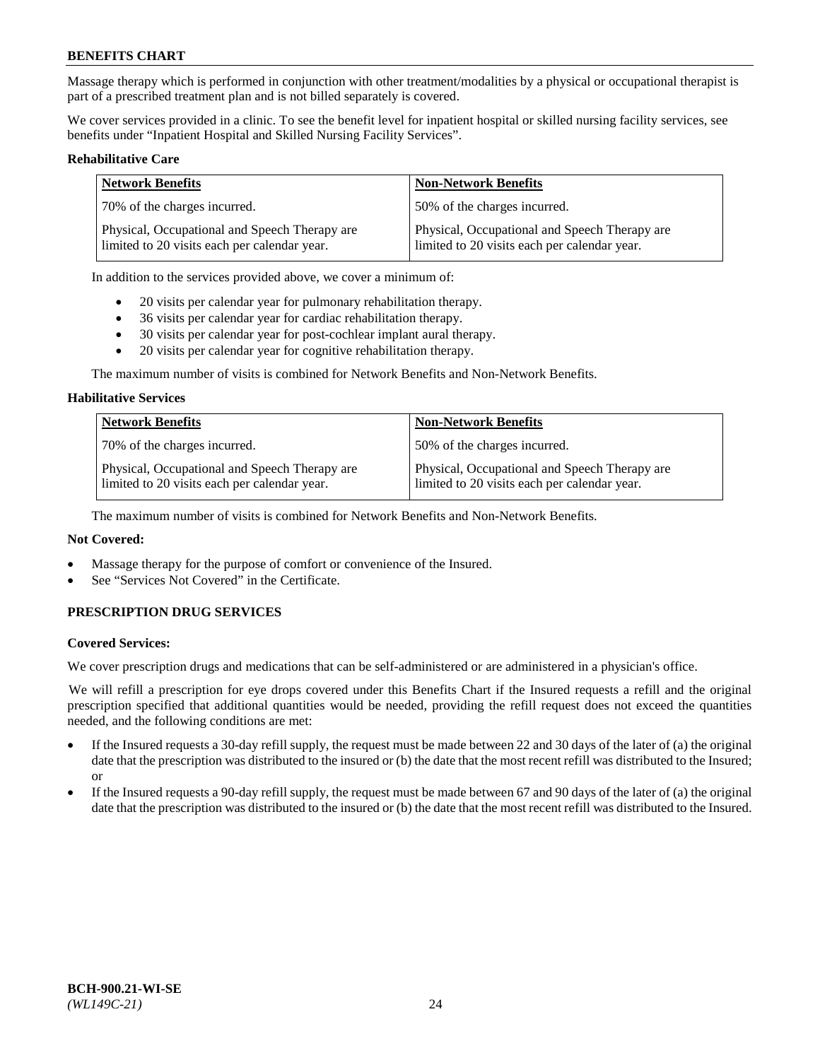Massage therapy which is performed in conjunction with other treatment/modalities by a physical or occupational therapist is part of a prescribed treatment plan and is not billed separately is covered.

We cover services provided in a clinic. To see the benefit level for inpatient hospital or skilled nursing facility services, see benefits under "Inpatient Hospital and Skilled Nursing Facility Services".

**Rehabilitative Care**

| Network Benefits | Non-Network Benefits |
|---|---|
| 70% of the charges incurred. | 50% of the charges incurred. |
| Physical, Occupational and Speech Therapy are limited to 20 visits each per calendar year. | Physical, Occupational and Speech Therapy are limited to 20 visits each per calendar year. |

In addition to the services provided above, we cover a minimum of:

- 20 visits per calendar year for pulmonary rehabilitation therapy.
- 36 visits per calendar year for cardiac rehabilitation therapy.
- 30 visits per calendar year for post-cochlear implant aural therapy.
- 20 visits per calendar year for cognitive rehabilitation therapy.

The maximum number of visits is combined for Network Benefits and Non-Network Benefits.

**Habilitative Services**

| Network Benefits | Non-Network Benefits |
|---|---|
| 70% of the charges incurred. | 50% of the charges incurred. |
| Physical, Occupational and Speech Therapy are limited to 20 visits each per calendar year. | Physical, Occupational and Speech Therapy are limited to 20 visits each per calendar year. |

The maximum number of visits is combined for Network Benefits and Non-Network Benefits.

**Not Covered:**

- Massage therapy for the purpose of comfort or convenience of the Insured.
- See "Services Not Covered" in the Certificate.

## PRESCRIPTION DRUG SERVICES

**Covered Services:**

We cover prescription drugs and medications that can be self-administered or are administered in a physician's office.

We will refill a prescription for eye drops covered under this Benefits Chart if the Insured requests a refill and the original prescription specified that additional quantities would be needed, providing the refill request does not exceed the quantities needed, and the following conditions are met:

- If the Insured requests a 30-day refill supply, the request must be made between 22 and 30 days of the later of (a) the original date that the prescription was distributed to the insured or (b) the date that the most recent refill was distributed to the Insured; or
- If the Insured requests a 90-day refill supply, the request must be made between 67 and 90 days of the later of (a) the original date that the prescription was distributed to the insured or (b) the date that the most recent refill was distributed to the Insured.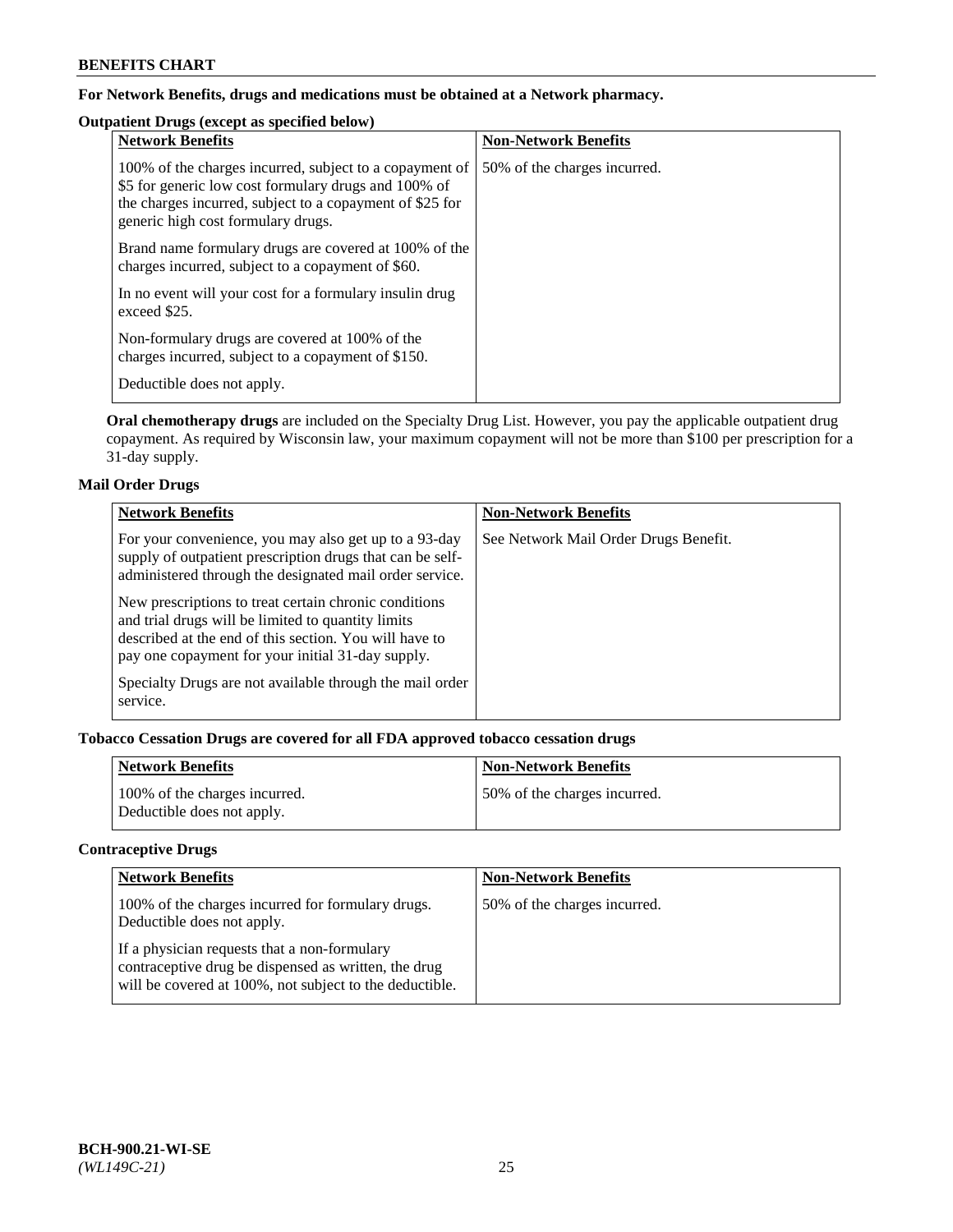**For Network Benefits, drugs and medications must be obtained at a Network pharmacy.**

**Outpatient Drugs (except as specified below)**

| Network Benefits | Non-Network Benefits |
|---|---|
| 100% of the charges incurred, subject to a copayment of \$5 for generic low cost formulary drugs and 100% of the charges incurred, subject to a copayment of \$25 for generic high cost formulary drugs.<br><br>Brand name formulary drugs are covered at 100% of the charges incurred, subject to a copayment of \$60.<br><br>In no event will your cost for a formulary insulin drug exceed \$25.<br><br>Non-formulary drugs are covered at 100% of the charges incurred, subject to a copayment of \$150.<br><br>Deductible does not apply. | 50% of the charges incurred. |

**Oral chemotherapy drugs** are included on the Specialty Drug List. However, you pay the applicable outpatient drug copayment. As required by Wisconsin law, your maximum copayment will not be more than \$100 per prescription for a 31-day supply.

**Mail Order Drugs**

| Network Benefits | Non-Network Benefits |
|---|---|
| For your convenience, you may also get up to a 93-day supply of outpatient prescription drugs that can be self-administered through the designated mail order service.<br><br>New prescriptions to treat certain chronic conditions and trial drugs will be limited to quantity limits described at the end of this section. You will have to pay one copayment for your initial 31-day supply.<br><br>Specialty Drugs are not available through the mail order service. | See Network Mail Order Drugs Benefit. |

**Tobacco Cessation Drugs are covered for all FDA approved tobacco cessation drugs**

| Network Benefits | Non-Network Benefits |
|---|---|
| 100% of the charges incurred.<br>Deductible does not apply. | 50% of the charges incurred. |

**Contraceptive Drugs**

| Network Benefits | Non-Network Benefits |
|---|---|
| 100% of the charges incurred for formulary drugs. Deductible does not apply.<br><br>If a physician requests that a non-formulary contraceptive drug be dispensed as written, the drug will be covered at 100%, not subject to the deductible. | 50% of the charges incurred. |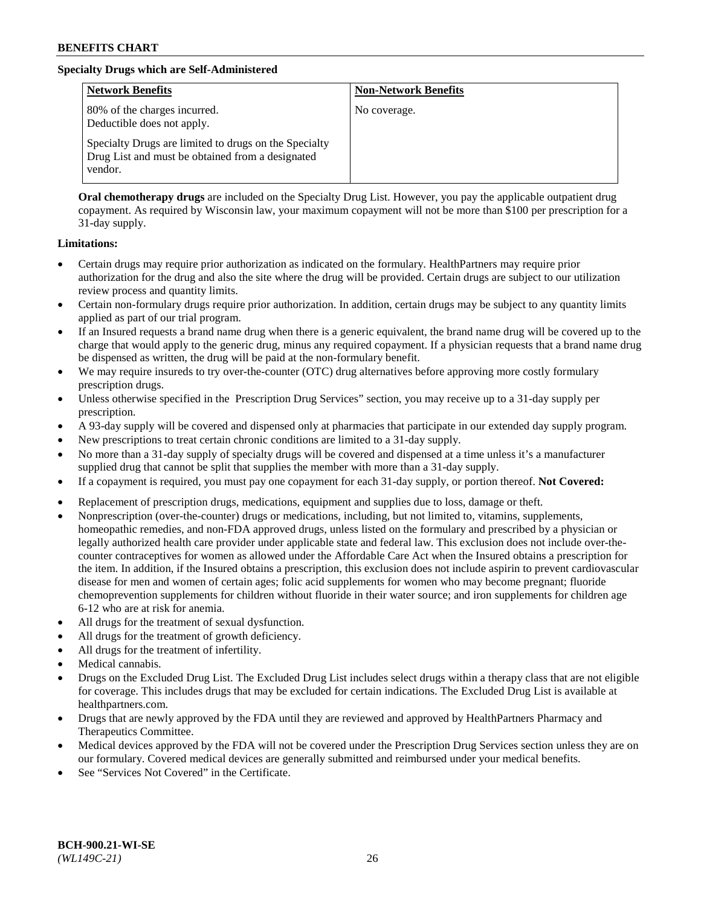### Specialty Drugs which are Self-Administered

| Network Benefits | Non-Network Benefits |
|---|---|
| 80% of the charges incurred.<br>Deductible does not apply.<br><br>Specialty Drugs are limited to drugs on the Specialty Drug List and must be obtained from a designated vendor. | No coverage. |

**Oral chemotherapy drugs** are included on the Specialty Drug List. However, you pay the applicable outpatient drug copayment. As required by Wisconsin law, your maximum copayment will not be more than $100 per prescription for a 31-day supply.

**Limitations:**

- Certain drugs may require prior authorization as indicated on the formulary. HealthPartners may require prior authorization for the drug and also the site where the drug will be provided. Certain drugs are subject to our utilization review process and quantity limits.
- Certain non-formulary drugs require prior authorization. In addition, certain drugs may be subject to any quantity limits applied as part of our trial program.
- If an Insured requests a brand name drug when there is a generic equivalent, the brand name drug will be covered up to the charge that would apply to the generic drug, minus any required copayment. If a physician requests that a brand name drug be dispensed as written, the drug will be paid at the non-formulary benefit.
- We may require insureds to try over-the-counter (OTC) drug alternatives before approving more costly formulary prescription drugs.
- Unless otherwise specified in the Prescription Drug Services" section, you may receive up to a 31-day supply per prescription.
- A 93-day supply will be covered and dispensed only at pharmacies that participate in our extended day supply program.
- New prescriptions to treat certain chronic conditions are limited to a 31-day supply.
- No more than a 31-day supply of specialty drugs will be covered and dispensed at a time unless it's a manufacturer supplied drug that cannot be split that supplies the member with more than a 31-day supply.
- If a copayment is required, you must pay one copayment for each 31-day supply, or portion thereof. **Not Covered:**
- Replacement of prescription drugs, medications, equipment and supplies due to loss, damage or theft.
- Nonprescription (over-the-counter) drugs or medications, including, but not limited to, vitamins, supplements, homeopathic remedies, and non-FDA approved drugs, unless listed on the formulary and prescribed by a physician or legally authorized health care provider under applicable state and federal law. This exclusion does not include over-the-counter contraceptives for women as allowed under the Affordable Care Act when the Insured obtains a prescription for the item. In addition, if the Insured obtains a prescription, this exclusion does not include aspirin to prevent cardiovascular disease for men and women of certain ages; folic acid supplements for women who may become pregnant; fluoride chemoprevention supplements for children without fluoride in their water source; and iron supplements for children age 6-12 who are at risk for anemia.
- All drugs for the treatment of sexual dysfunction.
- All drugs for the treatment of growth deficiency.
- All drugs for the treatment of infertility.
- Medical cannabis.
- Drugs on the Excluded Drug List. The Excluded Drug List includes select drugs within a therapy class that are not eligible for coverage. This includes drugs that may be excluded for certain indications. The Excluded Drug List is available at healthpartners.com.
- Drugs that are newly approved by the FDA until they are reviewed and approved by HealthPartners Pharmacy and Therapeutics Committee.
- Medical devices approved by the FDA will not be covered under the Prescription Drug Services section unless they are on our formulary. Covered medical devices are generally submitted and reimbursed under your medical benefits.
- See "Services Not Covered" in the Certificate.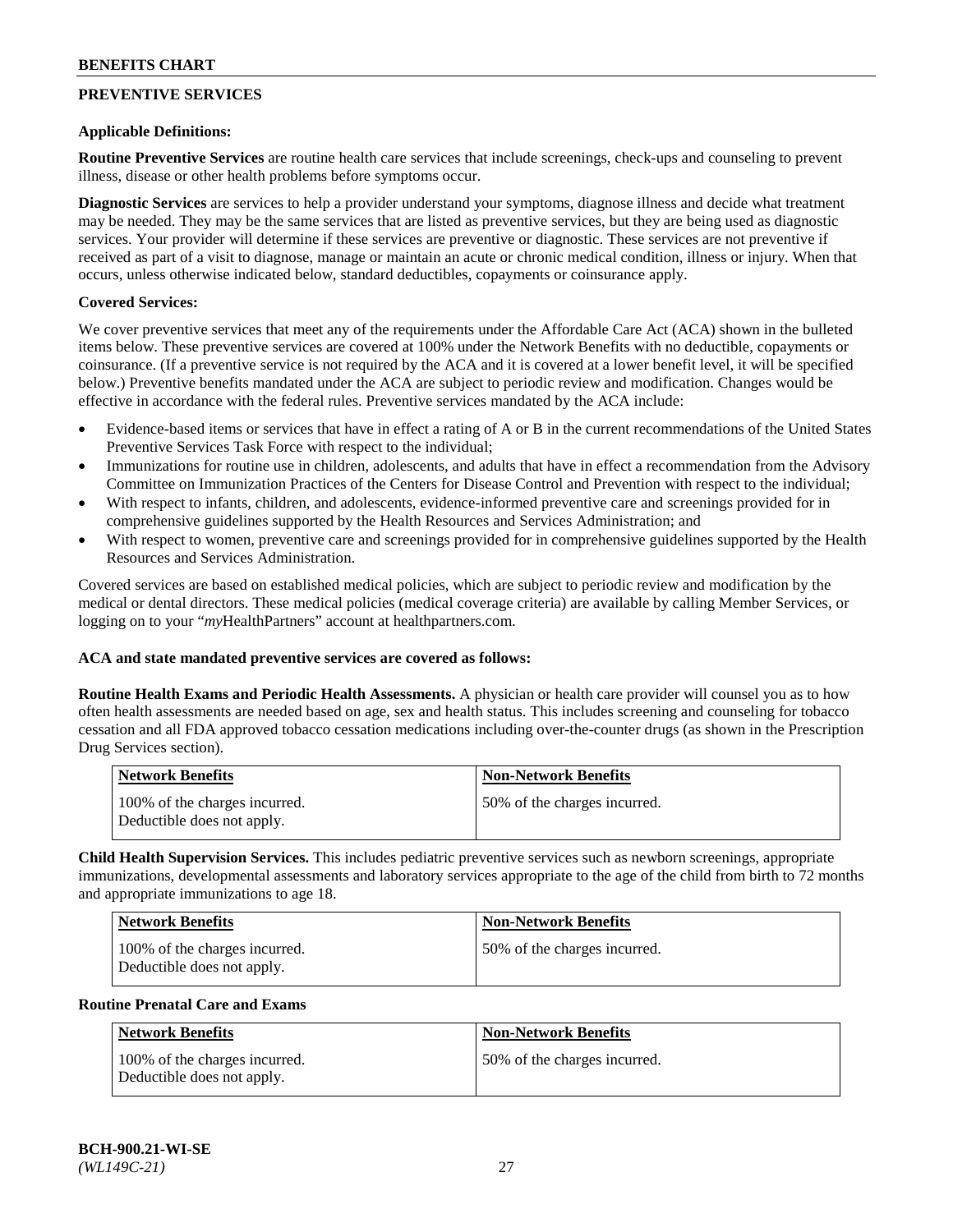## PREVENTIVE SERVICES

**Applicable Definitions:**

**Routine Preventive Services** are routine health care services that include screenings, check-ups and counseling to prevent illness, disease or other health problems before symptoms occur.

**Diagnostic Services** are services to help a provider understand your symptoms, diagnose illness and decide what treatment may be needed. They may be the same services that are listed as preventive services, but they are being used as diagnostic services. Your provider will determine if these services are preventive or diagnostic. These services are not preventive if received as part of a visit to diagnose, manage or maintain an acute or chronic medical condition, illness or injury. When that occurs, unless otherwise indicated below, standard deductibles, copayments or coinsurance apply.

**Covered Services:**

We cover preventive services that meet any of the requirements under the Affordable Care Act (ACA) shown in the bulleted items below. These preventive services are covered at 100% under the Network Benefits with no deductible, copayments or coinsurance. (If a preventive service is not required by the ACA and it is covered at a lower benefit level, it will be specified below.) Preventive benefits mandated under the ACA are subject to periodic review and modification. Changes would be effective in accordance with the federal rules. Preventive services mandated by the ACA include:

- Evidence-based items or services that have in effect a rating of A or B in the current recommendations of the United States Preventive Services Task Force with respect to the individual;
- Immunizations for routine use in children, adolescents, and adults that have in effect a recommendation from the Advisory Committee on Immunization Practices of the Centers for Disease Control and Prevention with respect to the individual;
- With respect to infants, children, and adolescents, evidence-informed preventive care and screenings provided for in comprehensive guidelines supported by the Health Resources and Services Administration; and
- With respect to women, preventive care and screenings provided for in comprehensive guidelines supported by the Health Resources and Services Administration.

Covered services are based on established medical policies, which are subject to periodic review and modification by the medical or dental directors. These medical policies (medical coverage criteria) are available by calling Member Services, or logging on to your "*my*HealthPartners" account at healthpartners.com.

**ACA and state mandated preventive services are covered as follows:**

**Routine Health Exams and Periodic Health Assessments.** A physician or health care provider will counsel you as to how often health assessments are needed based on age, sex and health status. This includes screening and counseling for tobacco cessation and all FDA approved tobacco cessation medications including over-the-counter drugs (as shown in the Prescription Drug Services section).

| Network Benefits | Non-Network Benefits |
|---|---|
| 100% of the charges incurred. Deductible does not apply. | 50% of the charges incurred. |

**Child Health Supervision Services.** This includes pediatric preventive services such as newborn screenings, appropriate immunizations, developmental assessments and laboratory services appropriate to the age of the child from birth to 72 months and appropriate immunizations to age 18.

| Network Benefits | Non-Network Benefits |
|---|---|
| 100% of the charges incurred. Deductible does not apply. | 50% of the charges incurred. |

**Routine Prenatal Care and Exams**

| Network Benefits | Non-Network Benefits |
|---|---|
| 100% of the charges incurred. Deductible does not apply. | 50% of the charges incurred. |

**BCH-900.21-WI-SE**
*(WL149C-21)*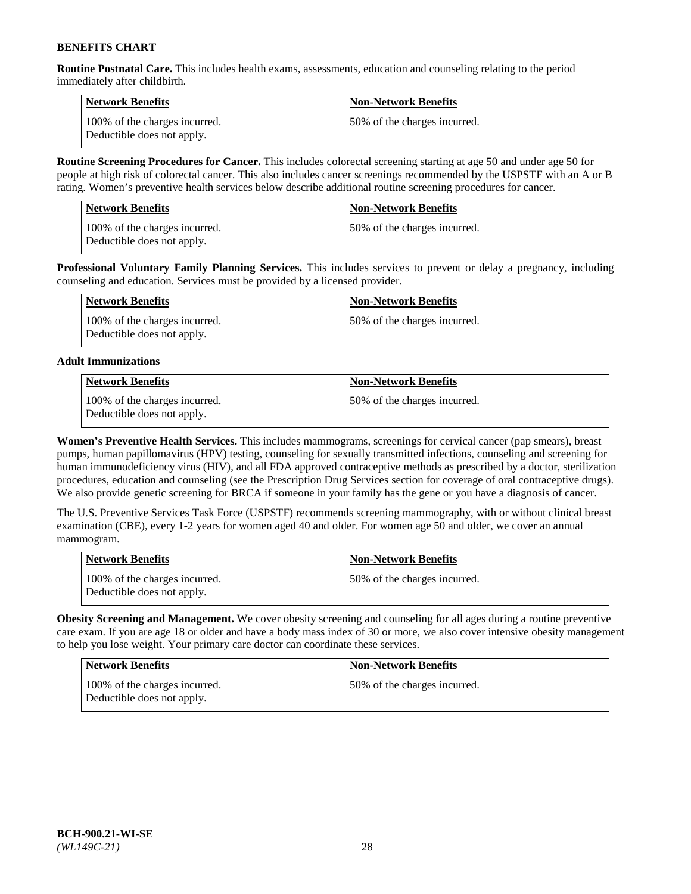**Routine Postnatal Care.** This includes health exams, assessments, education and counseling relating to the period immediately after childbirth.

| Network Benefits | Non-Network Benefits |
| --- | --- |
| 100% of the charges incurred. Deductible does not apply. | 50% of the charges incurred. |

**Routine Screening Procedures for Cancer.** This includes colorectal screening starting at age 50 and under age 50 for people at high risk of colorectal cancer. This also includes cancer screenings recommended by the USPSTF with an A or B rating. Women's preventive health services below describe additional routine screening procedures for cancer.

| Network Benefits | Non-Network Benefits |
| --- | --- |
| 100% of the charges incurred. Deductible does not apply. | 50% of the charges incurred. |

**Professional Voluntary Family Planning Services.** This includes services to prevent or delay a pregnancy, including counseling and education. Services must be provided by a licensed provider.

| Network Benefits | Non-Network Benefits |
| --- | --- |
| 100% of the charges incurred. Deductible does not apply. | 50% of the charges incurred. |

**Adult Immunizations**

| Network Benefits | Non-Network Benefits |
| --- | --- |
| 100% of the charges incurred. Deductible does not apply. | 50% of the charges incurred. |

**Women's Preventive Health Services.** This includes mammograms, screenings for cervical cancer (pap smears), breast pumps, human papillomavirus (HPV) testing, counseling for sexually transmitted infections, counseling and screening for human immunodeficiency virus (HIV), and all FDA approved contraceptive methods as prescribed by a doctor, sterilization procedures, education and counseling (see the Prescription Drug Services section for coverage of oral contraceptive drugs). We also provide genetic screening for BRCA if someone in your family has the gene or you have a diagnosis of cancer.

The U.S. Preventive Services Task Force (USPSTF) recommends screening mammography, with or without clinical breast examination (CBE), every 1-2 years for women aged 40 and older. For women age 50 and older, we cover an annual mammogram.

| Network Benefits | Non-Network Benefits |
| --- | --- |
| 100% of the charges incurred. Deductible does not apply. | 50% of the charges incurred. |

**Obesity Screening and Management.** We cover obesity screening and counseling for all ages during a routine preventive care exam. If you are age 18 or older and have a body mass index of 30 or more, we also cover intensive obesity management to help you lose weight. Your primary care doctor can coordinate these services.

| Network Benefits | Non-Network Benefits |
| --- | --- |
| 100% of the charges incurred. Deductible does not apply. | 50% of the charges incurred. |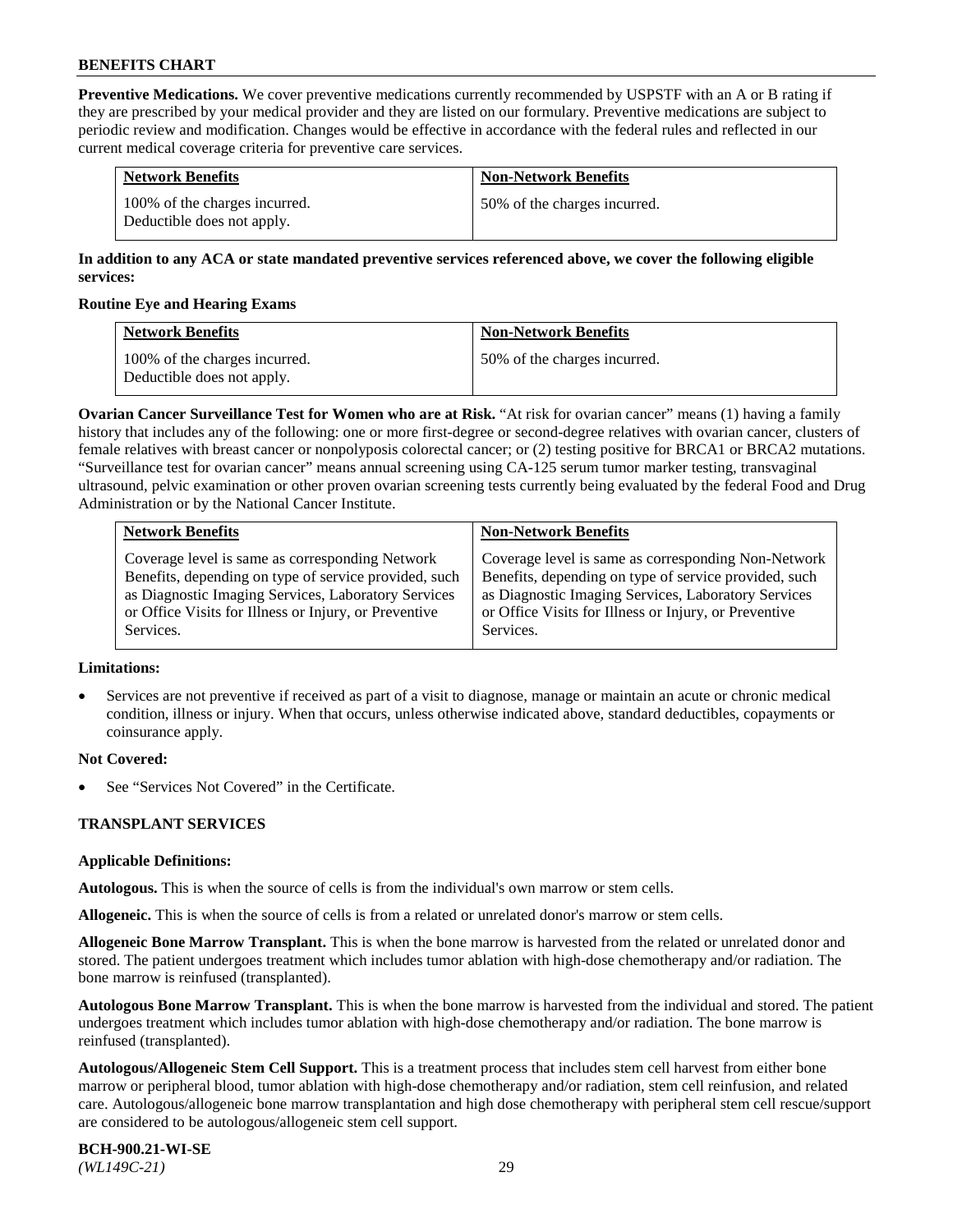**Preventive Medications.** We cover preventive medications currently recommended by USPSTF with an A or B rating if they are prescribed by your medical provider and they are listed on our formulary. Preventive medications are subject to periodic review and modification. Changes would be effective in accordance with the federal rules and reflected in our current medical coverage criteria for preventive care services.

| Network Benefits | Non-Network Benefits |
|---|---|
| 100% of the charges incurred. Deductible does not apply. | 50% of the charges incurred. |

**In addition to any ACA or state mandated preventive services referenced above, we cover the following eligible services:**

**Routine Eye and Hearing Exams**

| Network Benefits | Non-Network Benefits |
|---|---|
| 100% of the charges incurred. Deductible does not apply. | 50% of the charges incurred. |

**Ovarian Cancer Surveillance Test for Women who are at Risk.** "At risk for ovarian cancer" means (1) having a family history that includes any of the following: one or more first-degree or second-degree relatives with ovarian cancer, clusters of female relatives with breast cancer or nonpolyposis colorectal cancer; or (2) testing positive for BRCA1 or BRCA2 mutations. "Surveillance test for ovarian cancer" means annual screening using CA-125 serum tumor marker testing, transvaginal ultrasound, pelvic examination or other proven ovarian screening tests currently being evaluated by the federal Food and Drug Administration or by the National Cancer Institute.

| Network Benefits | Non-Network Benefits |
|---|---|
| Coverage level is same as corresponding Network Benefits, depending on type of service provided, such as Diagnostic Imaging Services, Laboratory Services or Office Visits for Illness or Injury, or Preventive Services. | Coverage level is same as corresponding Non-Network Benefits, depending on type of service provided, such as Diagnostic Imaging Services, Laboratory Services or Office Visits for Illness or Injury, or Preventive Services. |

**Limitations:**

- Services are not preventive if received as part of a visit to diagnose, manage or maintain an acute or chronic medical condition, illness or injury. When that occurs, unless otherwise indicated above, standard deductibles, copayments or coinsurance apply.

**Not Covered:**

- See "Services Not Covered" in the Certificate.

## TRANSPLANT SERVICES

**Applicable Definitions:**

**Autologous.** This is when the source of cells is from the individual's own marrow or stem cells.

**Allogeneic.** This is when the source of cells is from a related or unrelated donor's marrow or stem cells.

**Allogeneic Bone Marrow Transplant.** This is when the bone marrow is harvested from the related or unrelated donor and stored. The patient undergoes treatment which includes tumor ablation with high-dose chemotherapy and/or radiation. The bone marrow is reinfused (transplanted).

**Autologous Bone Marrow Transplant.** This is when the bone marrow is harvested from the individual and stored. The patient undergoes treatment which includes tumor ablation with high-dose chemotherapy and/or radiation. The bone marrow is reinfused (transplanted).

**Autologous/Allogeneic Stem Cell Support.** This is a treatment process that includes stem cell harvest from either bone marrow or peripheral blood, tumor ablation with high-dose chemotherapy and/or radiation, stem cell reinfusion, and related care. Autologous/allogeneic bone marrow transplantation and high dose chemotherapy with peripheral stem cell rescue/support are considered to be autologous/allogeneic stem cell support.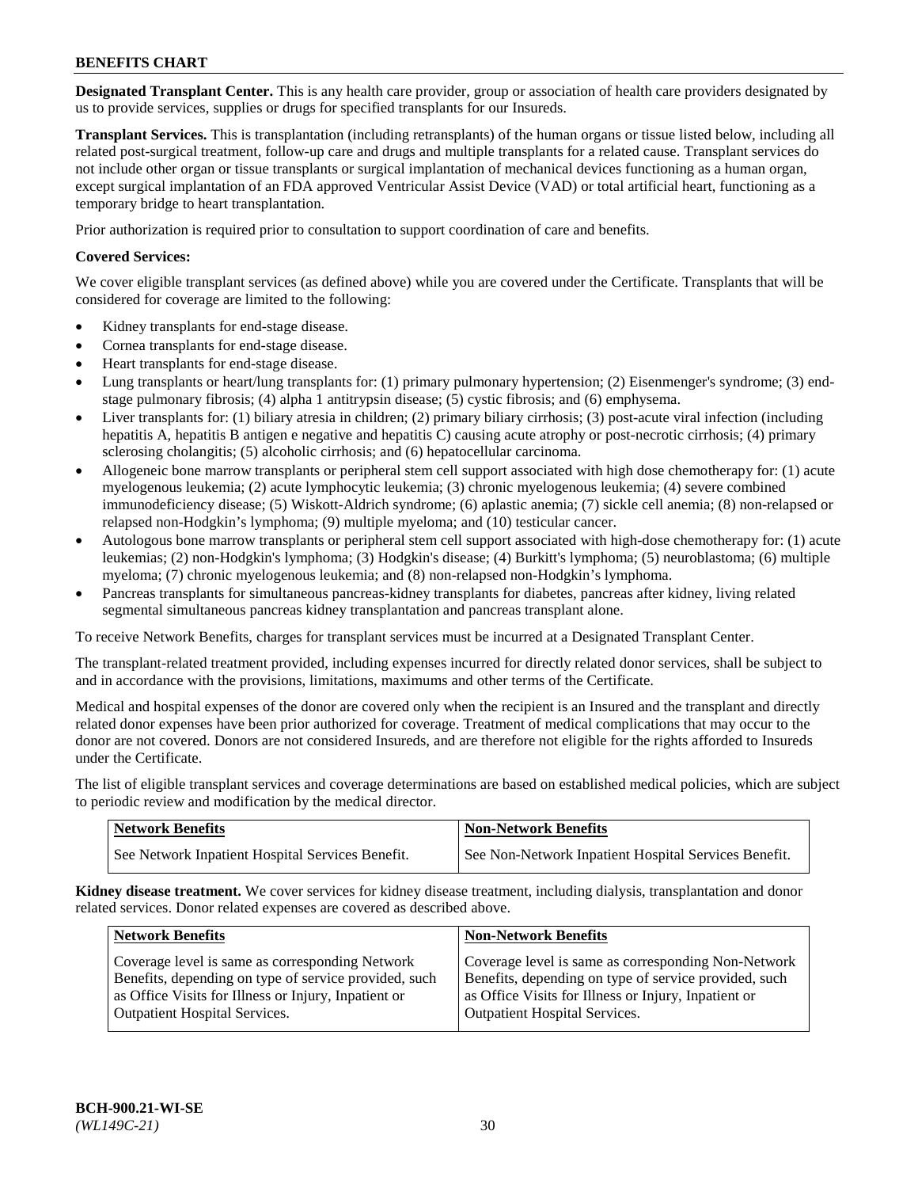**Designated Transplant Center.** This is any health care provider, group or association of health care providers designated by us to provide services, supplies or drugs for specified transplants for our Insureds.

**Transplant Services.** This is transplantation (including retransplants) of the human organs or tissue listed below, including all related post-surgical treatment, follow-up care and drugs and multiple transplants for a related cause. Transplant services do not include other organ or tissue transplants or surgical implantation of mechanical devices functioning as a human organ, except surgical implantation of an FDA approved Ventricular Assist Device (VAD) or total artificial heart, functioning as a temporary bridge to heart transplantation.

Prior authorization is required prior to consultation to support coordination of care and benefits.

**Covered Services:**

We cover eligible transplant services (as defined above) while you are covered under the Certificate. Transplants that will be considered for coverage are limited to the following:

- Kidney transplants for end-stage disease.
- Cornea transplants for end-stage disease.
- Heart transplants for end-stage disease.
- Lung transplants or heart/lung transplants for: (1) primary pulmonary hypertension; (2) Eisenmenger's syndrome; (3) end-stage pulmonary fibrosis; (4) alpha 1 antitrypsin disease; (5) cystic fibrosis; and (6) emphysema.
- Liver transplants for: (1) biliary atresia in children; (2) primary biliary cirrhosis; (3) post-acute viral infection (including hepatitis A, hepatitis B antigen e negative and hepatitis C) causing acute atrophy or post-necrotic cirrhosis; (4) primary sclerosing cholangitis; (5) alcoholic cirrhosis; and (6) hepatocellular carcinoma.
- Allogeneic bone marrow transplants or peripheral stem cell support associated with high dose chemotherapy for: (1) acute myelogenous leukemia; (2) acute lymphocytic leukemia; (3) chronic myelogenous leukemia; (4) severe combined immunodeficiency disease; (5) Wiskott-Aldrich syndrome; (6) aplastic anemia; (7) sickle cell anemia; (8) non-relapsed or relapsed non-Hodgkin's lymphoma; (9) multiple myeloma; and (10) testicular cancer.
- Autologous bone marrow transplants or peripheral stem cell support associated with high-dose chemotherapy for: (1) acute leukemias; (2) non-Hodgkin's lymphoma; (3) Hodgkin's disease; (4) Burkitt's lymphoma; (5) neuroblastoma; (6) multiple myeloma; (7) chronic myelogenous leukemia; and (8) non-relapsed non-Hodgkin's lymphoma.
- Pancreas transplants for simultaneous pancreas-kidney transplants for diabetes, pancreas after kidney, living related segmental simultaneous pancreas kidney transplantation and pancreas transplant alone.

To receive Network Benefits, charges for transplant services must be incurred at a Designated Transplant Center.

The transplant-related treatment provided, including expenses incurred for directly related donor services, shall be subject to and in accordance with the provisions, limitations, maximums and other terms of the Certificate.

Medical and hospital expenses of the donor are covered only when the recipient is an Insured and the transplant and directly related donor expenses have been prior authorized for coverage. Treatment of medical complications that may occur to the donor are not covered. Donors are not considered Insureds, and are therefore not eligible for the rights afforded to Insureds under the Certificate.

The list of eligible transplant services and coverage determinations are based on established medical policies, which are subject to periodic review and modification by the medical director.

| Network Benefits | Non-Network Benefits |
|---|---|
| See Network Inpatient Hospital Services Benefit. | See Non-Network Inpatient Hospital Services Benefit. |

**Kidney disease treatment.** We cover services for kidney disease treatment, including dialysis, transplantation and donor related services. Donor related expenses are covered as described above.

| Network Benefits | Non-Network Benefits |
|---|---|
| Coverage level is same as corresponding Network Benefits, depending on type of service provided, such as Office Visits for Illness or Injury, Inpatient or Outpatient Hospital Services. | Coverage level is same as corresponding Non-Network Benefits, depending on type of service provided, such as Office Visits for Illness or Injury, Inpatient or Outpatient Hospital Services. |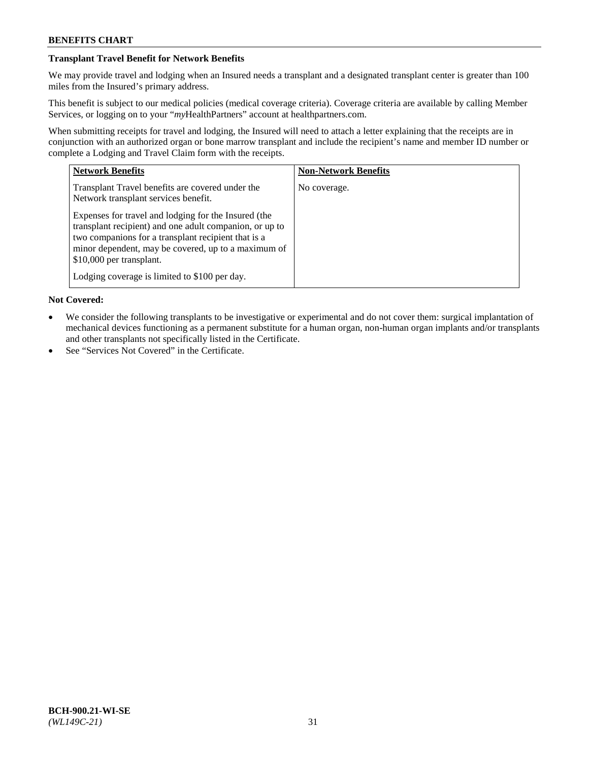### Transplant Travel Benefit for Network Benefits

We may provide travel and lodging when an Insured needs a transplant and a designated transplant center is greater than 100 miles from the Insured's primary address.

This benefit is subject to our medical policies (medical coverage criteria). Coverage criteria are available by calling Member Services, or logging on to your "*my*HealthPartners" account at healthpartners.com.

When submitting receipts for travel and lodging, the Insured will need to attach a letter explaining that the receipts are in conjunction with an authorized organ or bone marrow transplant and include the recipient's name and member ID number or complete a Lodging and Travel Claim form with the receipts.

| Network Benefits | Non-Network Benefits |
|---|---|
| Transplant Travel benefits are covered under the Network transplant services benefit.<br><br>Expenses for travel and lodging for the Insured (the transplant recipient) and one adult companion, or up to two companions for a transplant recipient that is a minor dependent, may be covered, up to a maximum of $10,000 per transplant.<br><br>Lodging coverage is limited to $100 per day. | No coverage. |

**Not Covered:**

- We consider the following transplants to be investigative or experimental and do not cover them: surgical implantation of mechanical devices functioning as a permanent substitute for a human organ, non-human organ implants and/or transplants and other transplants not specifically listed in the Certificate.
- See "Services Not Covered" in the Certificate.

**BCH-900.21-WI-SE**
*(WL149C-21)*